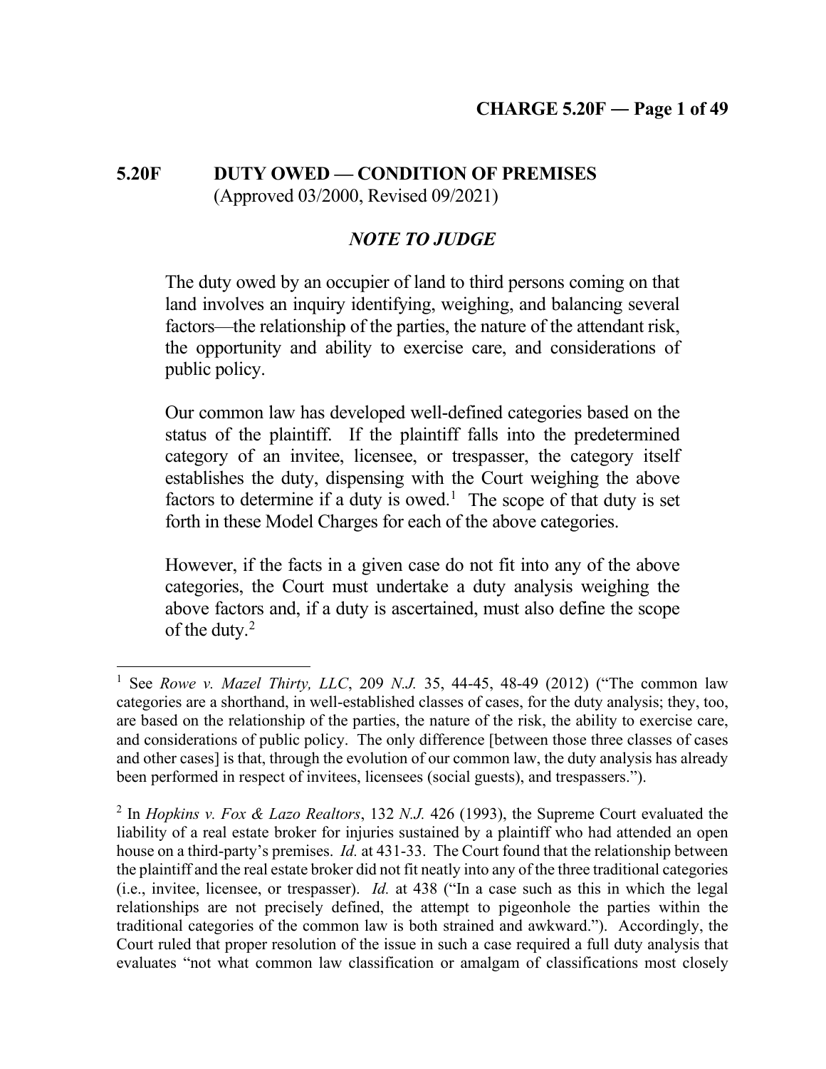# 5.20F DUTY OWED — CONDITION OF PREMISES

(Approved 03/2000, Revised 09/2021)

## *NOTE TO JUDGE*

The duty owed by an occupier of land to third persons coming on that land involves an inquiry identifying, weighing, and balancing several factors—the relationship of the parties, the nature of the attendant risk, the opportunity and ability to exercise care, and considerations of public policy.

Our common law has developed well-defined categories based on the status of the plaintiff. If the plaintiff falls into the predetermined category of an invitee, licensee, or trespasser, the category itself establishes the duty, dispensing with the Court weighing the above factors to determine if a duty is owed.[1] The scope of that duty is set forth in these Model Charges for each of the above categories.

However, if the facts in a given case do not fit into any of the above categories, the Court must undertake a duty analysis weighing the above factors and, if a duty is ascertained, must also define the scope of the duty.[2]

---

[1] See *Rowe v. Mazel Thirty, LLC*, 209 *N.J.* 35, 44-45, 48-49 (2012) ("The common law categories are a shorthand, in well-established classes of cases, for the duty analysis; they, too, are based on the relationship of the parties, the nature of the risk, the ability to exercise care, and considerations of public policy. The only difference [between those three classes of cases and other cases] is that, through the evolution of our common law, the duty analysis has already been performed in respect of invitees, licensees (social guests), and trespassers.").

[2] In *Hopkins v. Fox & Lazo Realtors*, 132 *N.J.* 426 (1993), the Supreme Court evaluated the liability of a real estate broker for injuries sustained by a plaintiff who had attended an open house on a third-party's premises. *Id.* at 431-33. The Court found that the relationship between the plaintiff and the real estate broker did not fit neatly into any of the three traditional categories (i.e., invitee, licensee, or trespasser). *Id.* at 438 ("In a case such as this in which the legal relationships are not precisely defined, the attempt to pigeonhole the parties within the traditional categories of the common law is both strained and awkward."). Accordingly, the Court ruled that proper resolution of the issue in such a case required a full duty analysis that evaluates "not what common law classification or amalgam of classifications most closely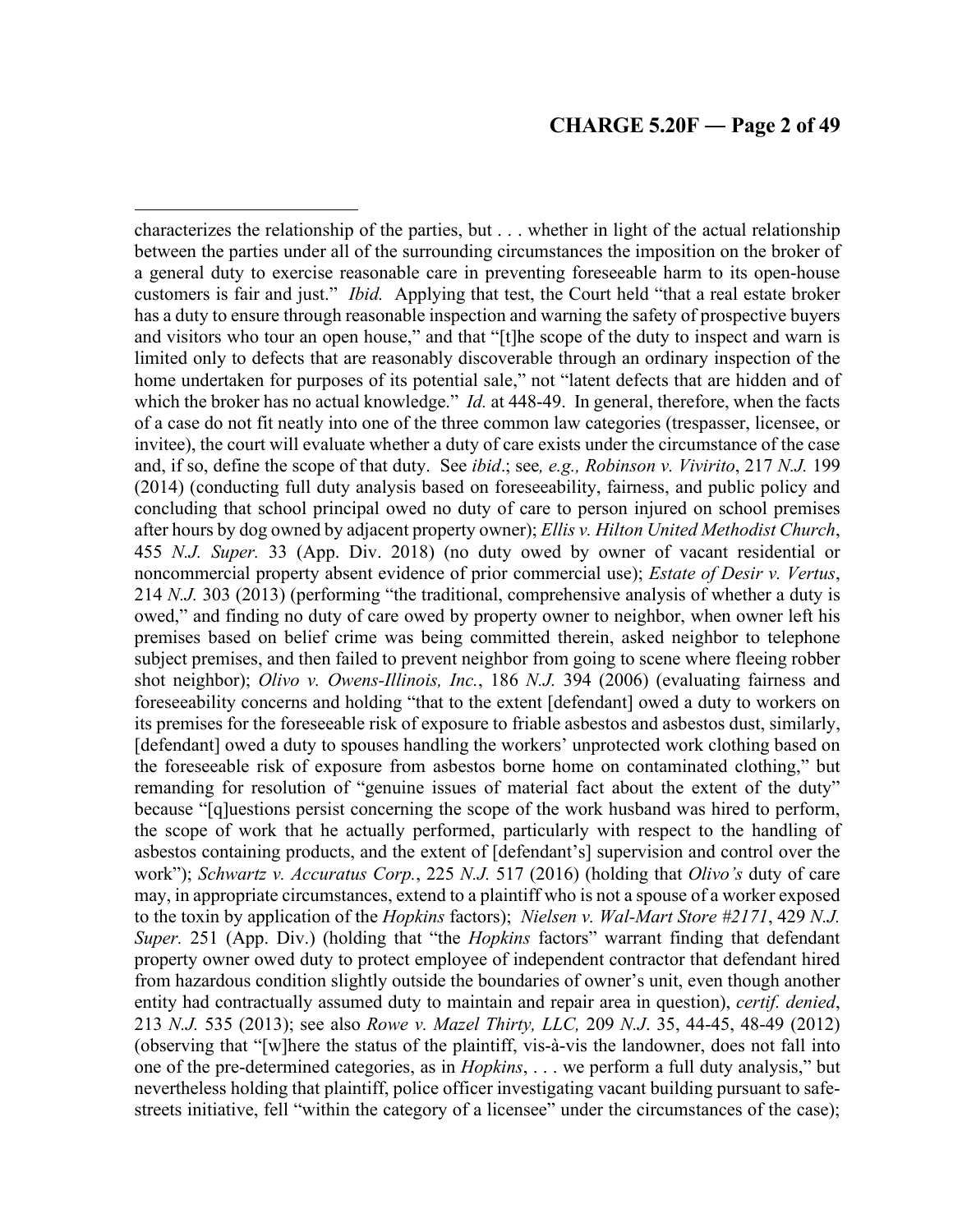characterizes the relationship of the parties, but . . . whether in light of the actual relationship between the parties under all of the surrounding circumstances the imposition on the broker of a general duty to exercise reasonable care in preventing foreseeable harm to its open-house customers is fair and just." *Ibid.* Applying that test, the Court held "that a real estate broker has a duty to ensure through reasonable inspection and warning the safety of prospective buyers and visitors who tour an open house," and that "[t]he scope of the duty to inspect and warn is limited only to defects that are reasonably discoverable through an ordinary inspection of the home undertaken for purposes of its potential sale," not "latent defects that are hidden and of which the broker has no actual knowledge." *Id.* at 448-49. In general, therefore, when the facts of a case do not fit neatly into one of the three common law categories (trespasser, licensee, or invitee), the court will evaluate whether a duty of care exists under the circumstance of the case and, if so, define the scope of that duty. See *ibid*.; see*, e.g., Robinson v. Vivirito*, 217 *N.J.* 199 (2014) (conducting full duty analysis based on foreseeability, fairness, and public policy and concluding that school principal owed no duty of care to person injured on school premises after hours by dog owned by adjacent property owner); *Ellis v. Hilton United Methodist Church*, 455 *N.J. Super.* 33 (App. Div. 2018) (no duty owed by owner of vacant residential or noncommercial property absent evidence of prior commercial use); *Estate of Desir v. Vertus*, 214 *N.J.* 303 (2013) (performing "the traditional, comprehensive analysis of whether a duty is owed," and finding no duty of care owed by property owner to neighbor, when owner left his premises based on belief crime was being committed therein, asked neighbor to telephone subject premises, and then failed to prevent neighbor from going to scene where fleeing robber shot neighbor); *Olivo v. Owens-Illinois, Inc.*, 186 *N.J.* 394 (2006) (evaluating fairness and foreseeability concerns and holding "that to the extent [defendant] owed a duty to workers on its premises for the foreseeable risk of exposure to friable asbestos and asbestos dust, similarly, [defendant] owed a duty to spouses handling the workers' unprotected work clothing based on the foreseeable risk of exposure from asbestos borne home on contaminated clothing," but remanding for resolution of "genuine issues of material fact about the extent of the duty" because "[q]uestions persist concerning the scope of the work husband was hired to perform, the scope of work that he actually performed, particularly with respect to the handling of asbestos containing products, and the extent of [defendant's] supervision and control over the work"); *Schwartz v. Accuratus Corp.*, 225 *N.J.* 517 (2016) (holding that *Olivo's* duty of care may, in appropriate circumstances, extend to a plaintiff who is not a spouse of a worker exposed to the toxin by application of the *Hopkins* factors); *Nielsen v. Wal-Mart Store #2171*, 429 *N.J. Super.* 251 (App. Div.) (holding that "the *Hopkins* factors" warrant finding that defendant property owner owed duty to protect employee of independent contractor that defendant hired from hazardous condition slightly outside the boundaries of owner's unit, even though another entity had contractually assumed duty to maintain and repair area in question), *certif. denied*, 213 *N.J.* 535 (2013); see also *Rowe v. Mazel Thirty, LLC,* 209 *N.J*. 35, 44-45, 48-49 (2012) (observing that "[w]here the status of the plaintiff, vis-à-vis the landowner, does not fall into one of the pre-determined categories, as in *Hopkins*, . . . we perform a full duty analysis," but nevertheless holding that plaintiff, police officer investigating vacant building pursuant to safe-streets initiative, fell "within the category of a licensee" under the circumstances of the case);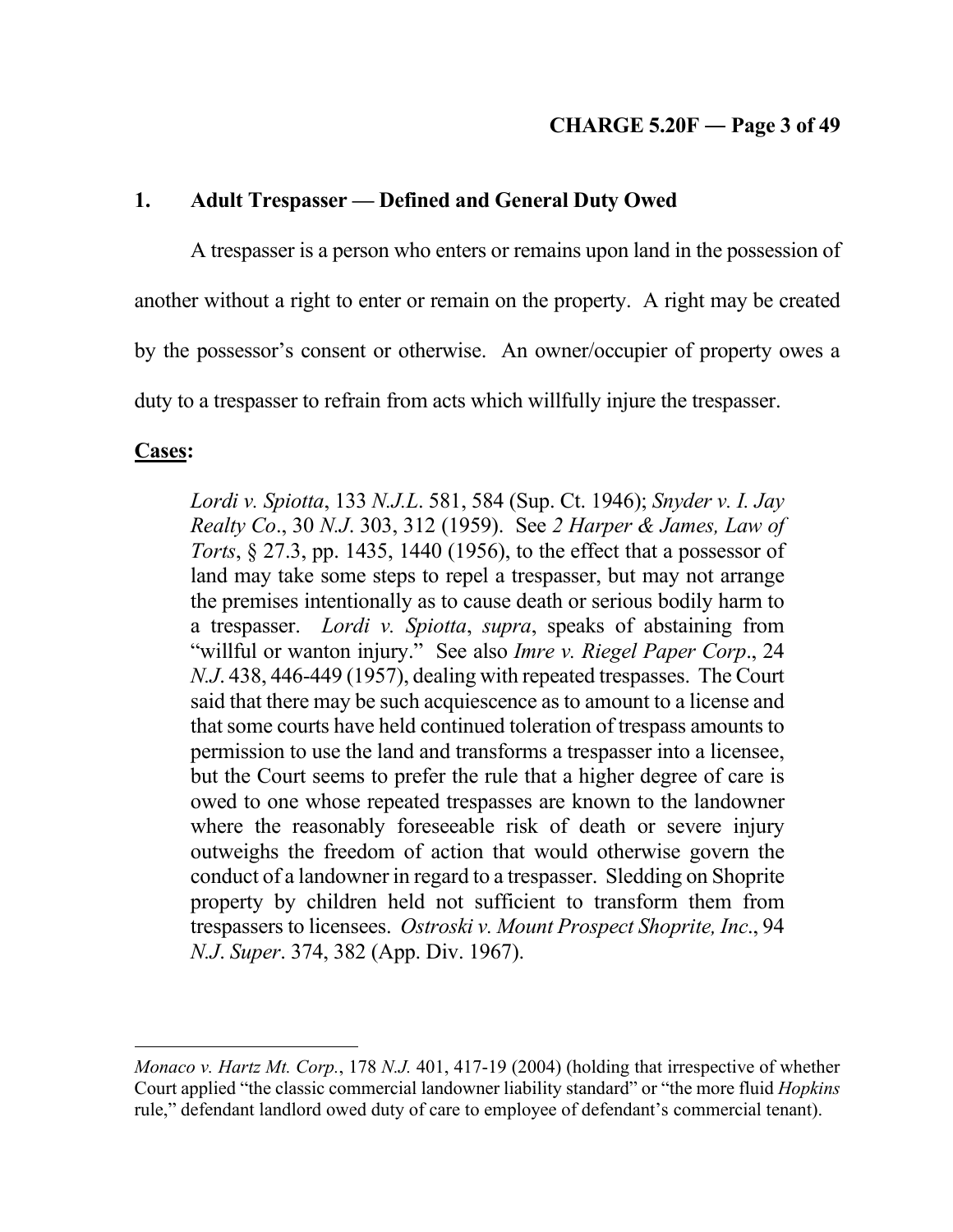## 1. Adult Trespasser — Defined and General Duty Owed

A trespasser is a person who enters or remains upon land in the possession of another without a right to enter or remain on the property. A right may be created by the possessor's consent or otherwise. An owner/occupier of property owes a duty to a trespasser to refrain from acts which willfully injure the trespasser.

**Cases:**

> *Lordi v. Spiotta*, 133 *N.J.L.* 581, 584 (Sup. Ct. 1946); *Snyder v. I. Jay Realty Co*., 30 *N.J.* 303, 312 (1959). See *2 Harper & James, Law of Torts*, § 27.3, pp. 1435, 1440 (1956), to the effect that a possessor of land may take some steps to repel a trespasser, but may not arrange the premises intentionally as to cause death or serious bodily harm to a trespasser. *Lordi v. Spiotta*, *supra*, speaks of abstaining from "willful or wanton injury." See also *Imre v. Riegel Paper Corp*., 24 *N.J*. 438, 446-449 (1957), dealing with repeated trespasses. The Court said that there may be such acquiescence as to amount to a license and that some courts have held continued toleration of trespass amounts to permission to use the land and transforms a trespasser into a licensee, but the Court seems to prefer the rule that a higher degree of care is owed to one whose repeated trespasses are known to the landowner where the reasonably foreseeable risk of death or severe injury outweighs the freedom of action that would otherwise govern the conduct of a landowner in regard to a trespasser. Sledding on Shoprite property by children held not sufficient to transform them from trespassers to licensees. *Ostroski v. Mount Prospect Shoprite, Inc*., 94 *N.J*. *Super*. 374, 382 (App. Div. 1967).

---

*Monaco v. Hartz Mt. Corp.*, 178 *N.J.* 401, 417-19 (2004) (holding that irrespective of whether Court applied "the classic commercial landowner liability standard" or "the more fluid *Hopkins* rule," defendant landlord owed duty of care to employee of defendant's commercial tenant).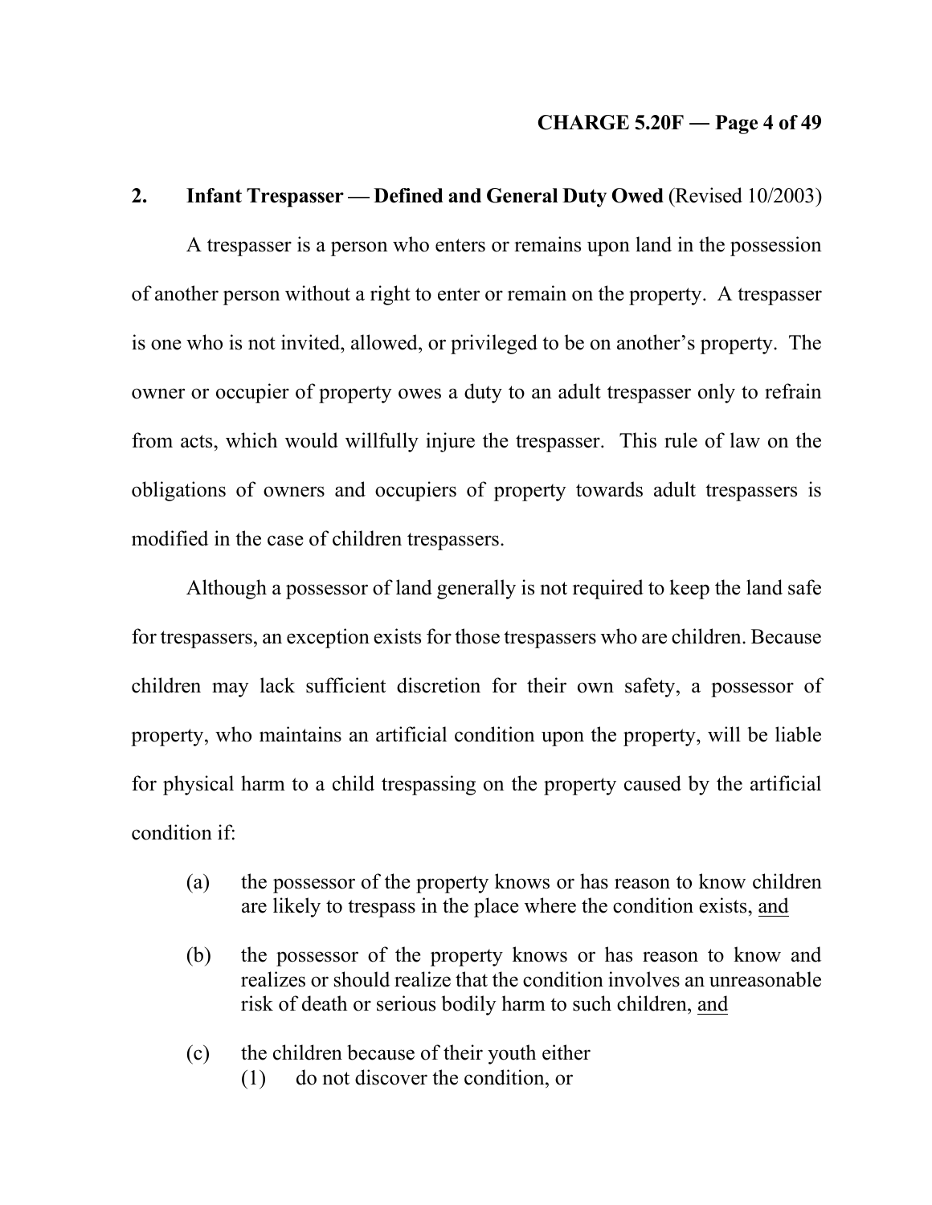## 2. Infant Trespasser — Defined and General Duty Owed (Revised 10/2003)

A trespasser is a person who enters or remains upon land in the possession of another person without a right to enter or remain on the property. A trespasser is one who is not invited, allowed, or privileged to be on another's property. The owner or occupier of property owes a duty to an adult trespasser only to refrain from acts, which would willfully injure the trespasser. This rule of law on the obligations of owners and occupiers of property towards adult trespassers is modified in the case of children trespassers.

Although a possessor of land generally is not required to keep the land safe for trespassers, an exception exists for those trespassers who are children. Because children may lack sufficient discretion for their own safety, a possessor of property, who maintains an artificial condition upon the property, will be liable for physical harm to a child trespassing on the property caused by the artificial condition if:

(a) the possessor of the property knows or has reason to know children are likely to trespass in the place where the condition exists, <u>and</u>

(b) the possessor of the property knows or has reason to know and realizes or should realize that the condition involves an unreasonable risk of death or serious bodily harm to such children, <u>and</u>

(c) the children because of their youth either
  (1) do not discover the condition, or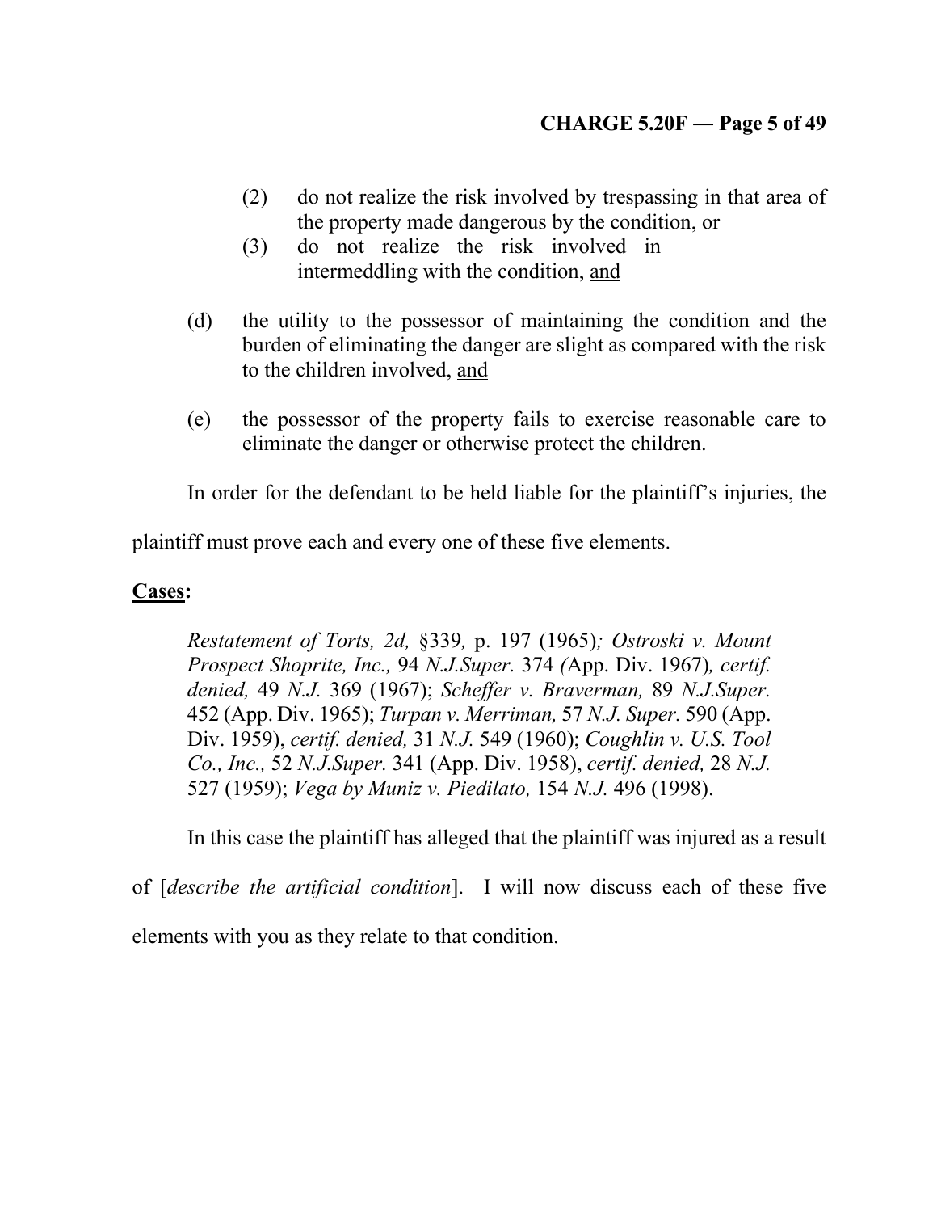(2) do not realize the risk involved by trespassing in that area of the property made dangerous by the condition, or

(3) do not realize the risk involved in intermeddling with the condition, <u>and</u>

(d) the utility to the possessor of maintaining the condition and the burden of eliminating the danger are slight as compared with the risk to the children involved, <u>and</u>

(e) the possessor of the property fails to exercise reasonable care to eliminate the danger or otherwise protect the children.

In order for the defendant to be held liable for the plaintiff's injuries, the plaintiff must prove each and every one of these five elements.

**<u>Cases</u>:**

> *Restatement of Torts, 2d,* §339, p. 197 (1965)*; Ostroski v. Mount Prospect Shoprite, Inc.,* 94 *N.J.Super.* 374 (App. Div. 1967)*, certif. denied,* 49 *N.J.* 369 (1967); *Scheffer v. Braverman,* 89 *N.J.Super.* 452 (App. Div. 1965); *Turpan v. Merriman,* 57 *N.J. Super.* 590 (App. Div. 1959), *certif. denied,* 31 *N.J.* 549 (1960); *Coughlin v. U.S. Tool Co., Inc.,* 52 *N.J.Super.* 341 (App. Div. 1958), *certif. denied,* 28 *N.J.* 527 (1959); *Vega by Muniz v. Piedilato,* 154 *N.J.* 496 (1998).

In this case the plaintiff has alleged that the plaintiff was injured as a result of [*describe the artificial condition*]. I will now discuss each of these five elements with you as they relate to that condition.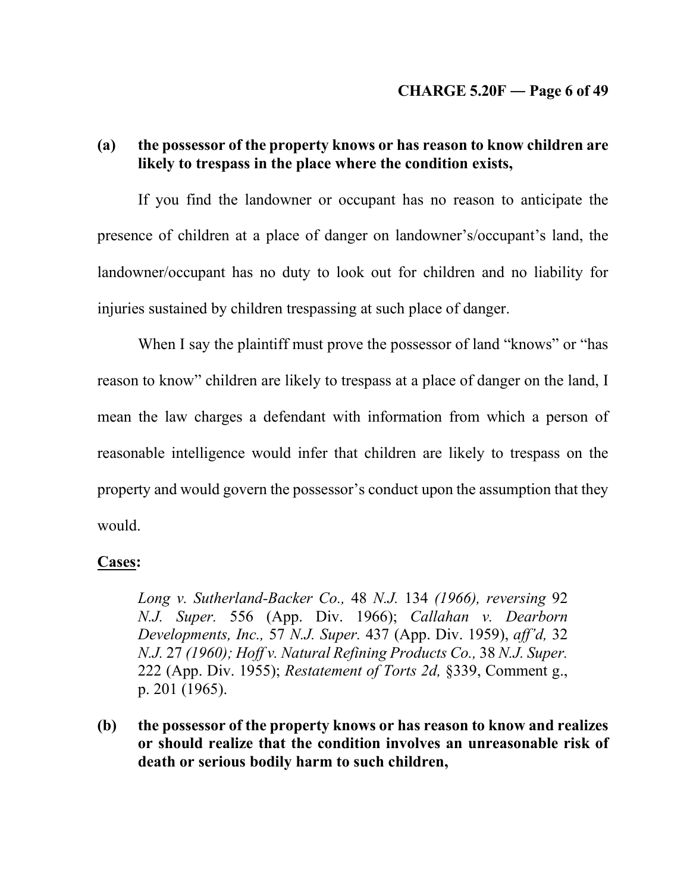**(a) the possessor of the property knows or has reason to know children are likely to trespass in the place where the condition exists,**

If you find the landowner or occupant has no reason to anticipate the presence of children at a place of danger on landowner's/occupant's land, the landowner/occupant has no duty to look out for children and no liability for injuries sustained by children trespassing at such place of danger.

When I say the plaintiff must prove the possessor of land "knows" or "has reason to know" children are likely to trespass at a place of danger on the land, I mean the law charges a defendant with information from which a person of reasonable intelligence would infer that children are likely to trespass on the property and would govern the possessor's conduct upon the assumption that they would.

<u>**Cases:**</u>

> *Long v. Sutherland-Backer Co.,* 48 *N.J.* 134 *(1966), reversing* 92 *N.J. Super.* 556 (App. Div. 1966); *Callahan v. Dearborn Developments, Inc.,* 57 *N.J. Super.* 437 (App. Div. 1959), *aff'd,* 32 *N.J.* 27 *(1960); Hoff v. Natural Refining Products Co.,* 38 *N.J. Super.* 222 (App. Div. 1955); *Restatement of Torts 2d,* §339, Comment g., p. 201 (1965).

**(b) the possessor of the property knows or has reason to know and realizes or should realize that the condition involves an unreasonable risk of death or serious bodily harm to such children,**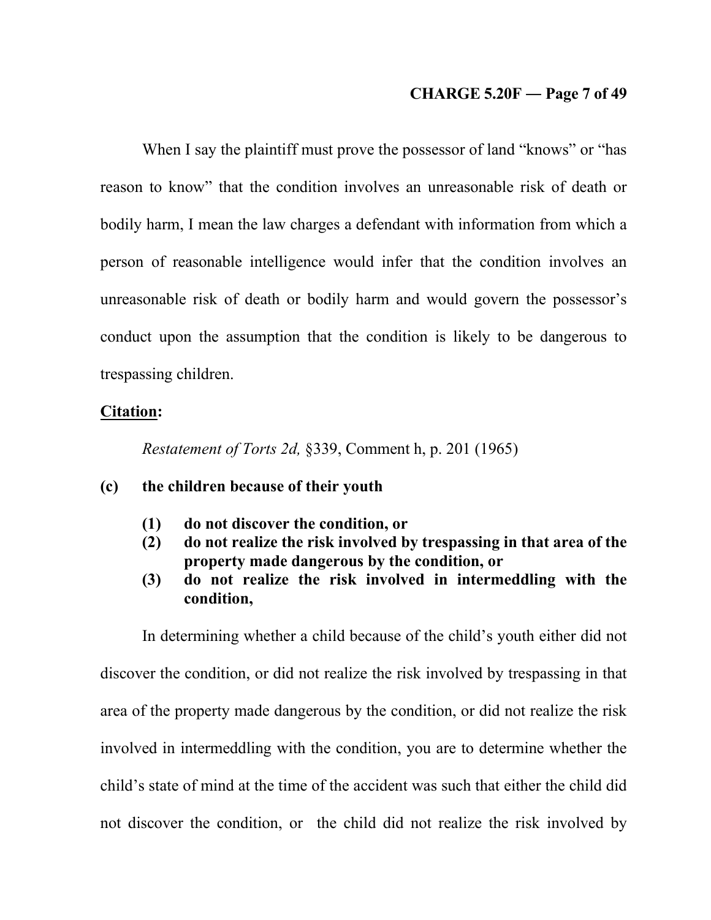When I say the plaintiff must prove the possessor of land "knows" or "has reason to know" that the condition involves an unreasonable risk of death or bodily harm, I mean the law charges a defendant with information from which a person of reasonable intelligence would infer that the condition involves an unreasonable risk of death or bodily harm and would govern the possessor's conduct upon the assumption that the condition is likely to be dangerous to trespassing children.

**Citation:**

*Restatement of Torts 2d,* §339, Comment h, p. 201 (1965)

**(c) the children because of their youth**

> **(1) do not discover the condition, or**
> **(2) do not realize the risk involved by trespassing in that area of the property made dangerous by the condition, or**
> **(3) do not realize the risk involved in intermeddling with the condition,**

In determining whether a child because of the child's youth either did not discover the condition, or did not realize the risk involved by trespassing in that area of the property made dangerous by the condition, or did not realize the risk involved in intermeddling with the condition, you are to determine whether the child's state of mind at the time of the accident was such that either the child did not discover the condition, or the child did not realize the risk involved by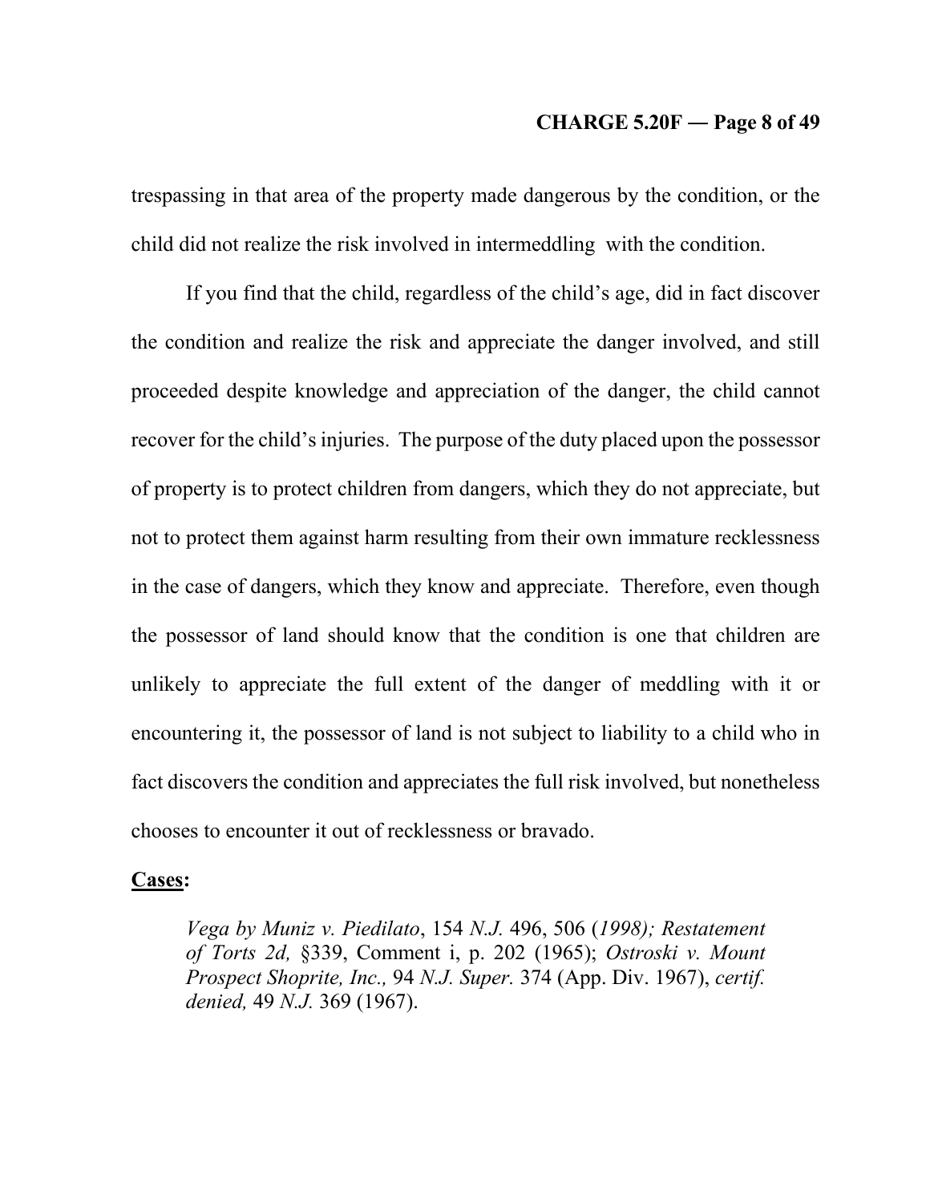trespassing in that area of the property made dangerous by the condition, or the child did not realize the risk involved in intermeddling with the condition.

If you find that the child, regardless of the child's age, did in fact discover the condition and realize the risk and appreciate the danger involved, and still proceeded despite knowledge and appreciation of the danger, the child cannot recover for the child's injuries. The purpose of the duty placed upon the possessor of property is to protect children from dangers, which they do not appreciate, but not to protect them against harm resulting from their own immature recklessness in the case of dangers, which they know and appreciate. Therefore, even though the possessor of land should know that the condition is one that children are unlikely to appreciate the full extent of the danger of meddling with it or encountering it, the possessor of land is not subject to liability to a child who in fact discovers the condition and appreciates the full risk involved, but nonetheless chooses to encounter it out of recklessness or bravado.

**Cases:**

> *Vega by Muniz v. Piedilato*, 154 *N.J.* 496, 506 (*1998); Restatement of Torts 2d,* §339, Comment i, p. 202 (1965); *Ostroski v. Mount Prospect Shoprite, Inc.,* 94 *N.J. Super.* 374 (App. Div. 1967), *certif. denied,* 49 *N.J.* 369 (1967).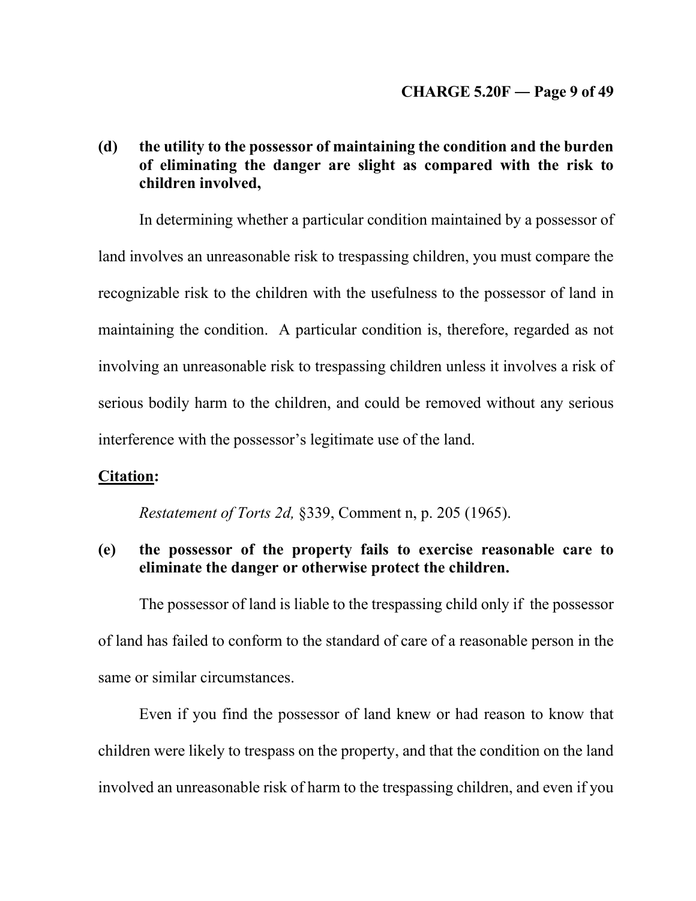**(d) the utility to the possessor of maintaining the condition and the burden of eliminating the danger are slight as compared with the risk to children involved,**

In determining whether a particular condition maintained by a possessor of land involves an unreasonable risk to trespassing children, you must compare the recognizable risk to the children with the usefulness to the possessor of land in maintaining the condition. A particular condition is, therefore, regarded as not involving an unreasonable risk to trespassing children unless it involves a risk of serious bodily harm to the children, and could be removed without any serious interference with the possessor's legitimate use of the land.

<u>**Citation**</u>**:**

*Restatement of Torts 2d,* §339, Comment n, p. 205 (1965).

**(e) the possessor of the property fails to exercise reasonable care to eliminate the danger or otherwise protect the children.**

The possessor of land is liable to the trespassing child only if the possessor of land has failed to conform to the standard of care of a reasonable person in the same or similar circumstances.

Even if you find the possessor of land knew or had reason to know that children were likely to trespass on the property, and that the condition on the land involved an unreasonable risk of harm to the trespassing children, and even if you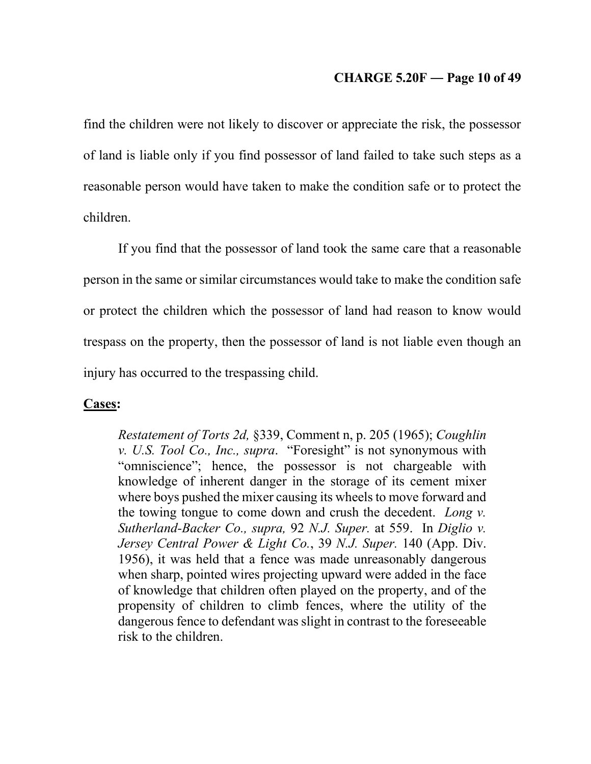find the children were not likely to discover or appreciate the risk, the possessor of land is liable only if you find possessor of land failed to take such steps as a reasonable person would have taken to make the condition safe or to protect the children.

If you find that the possessor of land took the same care that a reasonable person in the same or similar circumstances would take to make the condition safe or protect the children which the possessor of land had reason to know would trespass on the property, then the possessor of land is not liable even though an injury has occurred to the trespassing child.

**Cases:**

> *Restatement of Torts 2d,* §339, Comment n, p. 205 (1965); *Coughlin v. U.S. Tool Co., Inc., supra*. "Foresight" is not synonymous with "omniscience"; hence, the possessor is not chargeable with knowledge of inherent danger in the storage of its cement mixer where boys pushed the mixer causing its wheels to move forward and the towing tongue to come down and crush the decedent. *Long v. Sutherland-Backer Co., supra,* 92 *N.J. Super.* at 559. In *Diglio v. Jersey Central Power & Light Co.*, 39 *N.J. Super.* 140 (App. Div. 1956), it was held that a fence was made unreasonably dangerous when sharp, pointed wires projecting upward were added in the face of knowledge that children often played on the property, and of the propensity of children to climb fences, where the utility of the dangerous fence to defendant was slight in contrast to the foreseeable risk to the children.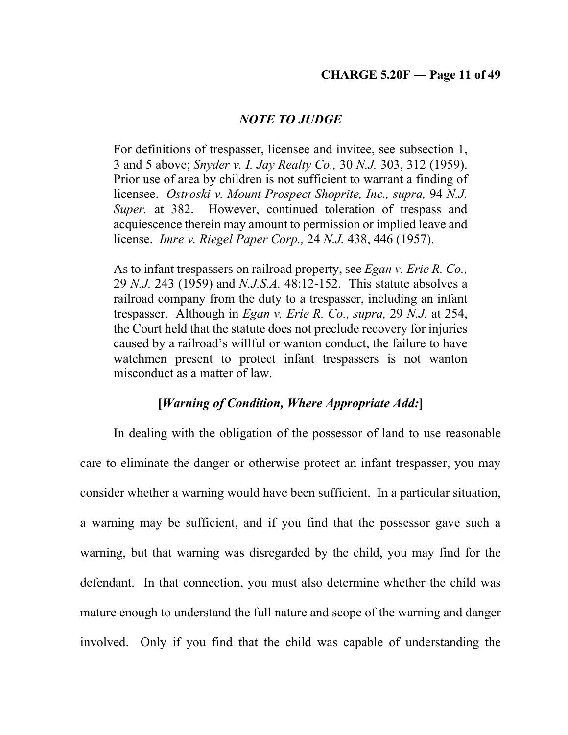### *NOTE TO JUDGE*

For definitions of trespasser, licensee and invitee, see subsection 1, 3 and 5 above; *Snyder v. I. Jay Realty Co.,* 30 *N.J.* 303, 312 (1959). Prior use of area by children is not sufficient to warrant a finding of licensee. *Ostroski v. Mount Prospect Shoprite, Inc., supra,* 94 *N.J. Super.* at 382. However, continued toleration of trespass and acquiescence therein may amount to permission or implied leave and license. *Imre v. Riegel Paper Corp.,* 24 *N.J.* 438, 446 (1957).

As to infant trespassers on railroad property, see *Egan v. Erie R. Co.,* 29 *N.J.* 243 (1959) and *N.J.S.A.* 48:12-152. This statute absolves a railroad company from the duty to a trespasser, including an infant trespasser. Although in *Egan v. Erie R. Co., supra,* 29 *N.J.* at 254, the Court held that the statute does not preclude recovery for injuries caused by a railroad's willful or wanton conduct, the failure to have watchmen present to protect infant trespassers is not wanton misconduct as a matter of law.

**[*Warning of Condition, Where Appropriate Add:*]**

In dealing with the obligation of the possessor of land to use reasonable care to eliminate the danger or otherwise protect an infant trespasser, you may consider whether a warning would have been sufficient. In a particular situation, a warning may be sufficient, and if you find that the possessor gave such a warning, but that warning was disregarded by the child, you may find for the defendant. In that connection, you must also determine whether the child was mature enough to understand the full nature and scope of the warning and danger involved. Only if you find that the child was capable of understanding the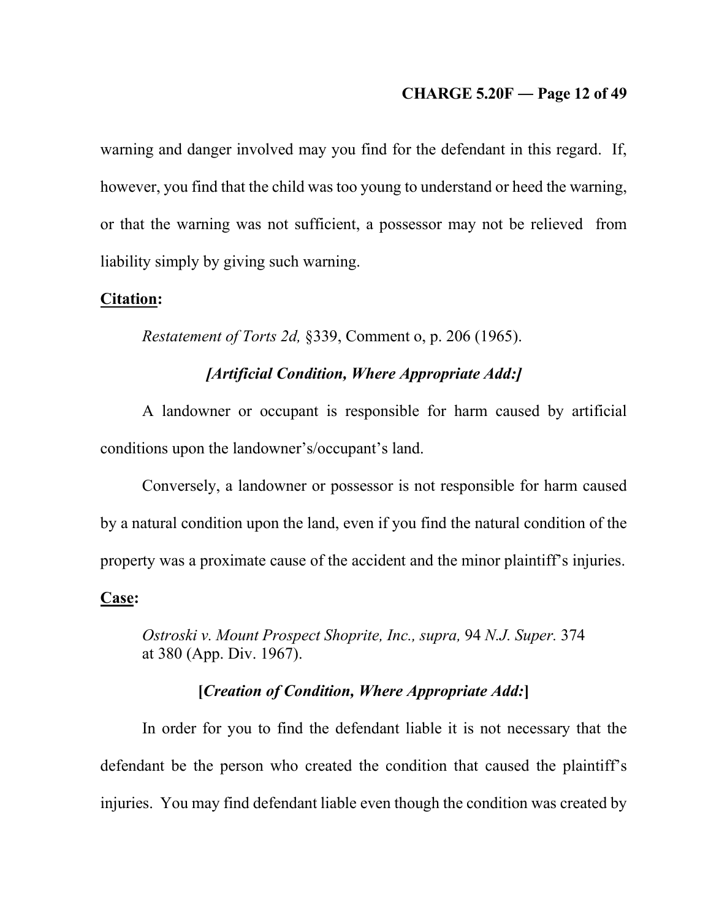warning and danger involved may you find for the defendant in this regard. If, however, you find that the child was too young to understand or heed the warning, or that the warning was not sufficient, a possessor may not be relieved from liability simply by giving such warning.

**<u>Citation</u>:**

> *Restatement of Torts 2d,* §339, Comment o, p. 206 (1965).

***[Artificial Condition, Where Appropriate Add:]***

A landowner or occupant is responsible for harm caused by artificial conditions upon the landowner's/occupant's land.

Conversely, a landowner or possessor is not responsible for harm caused by a natural condition upon the land, even if you find the natural condition of the property was a proximate cause of the accident and the minor plaintiff's injuries.

**<u>Case</u>:**

> *Ostroski v. Mount Prospect Shoprite, Inc., supra,* 94 *N.J. Super.* 374 at 380 (App. Div. 1967).

**[*Creation of Condition, Where Appropriate Add:*]**

In order for you to find the defendant liable it is not necessary that the defendant be the person who created the condition that caused the plaintiff's injuries. You may find defendant liable even though the condition was created by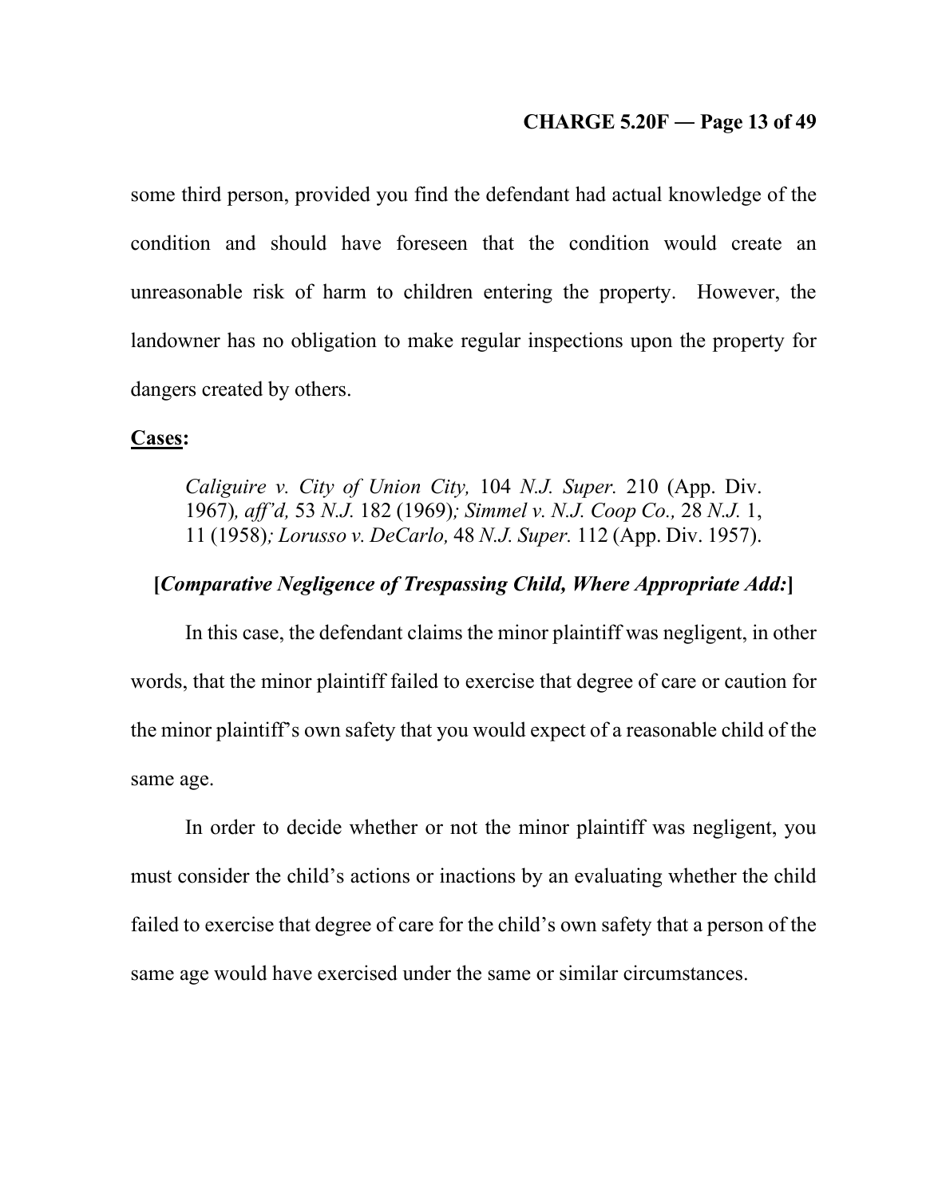some third person, provided you find the defendant had actual knowledge of the condition and should have foreseen that the condition would create an unreasonable risk of harm to children entering the property. However, the landowner has no obligation to make regular inspections upon the property for dangers created by others.

**<u>Cases</u>:**

> *Caliguire v. City of Union City,* 104 *N.J. Super.* 210 (App. Div. 1967)*, aff'd,* 53 *N.J.* 182 (1969)*; Simmel v. N.J. Coop Co.,* 28 *N.J.* 1, 11 (1958)*; Lorusso v. DeCarlo,* 48 *N.J. Super.* 112 (App. Div. 1957).

**[*Comparative Negligence of Trespassing Child, Where Appropriate Add:*]**

In this case, the defendant claims the minor plaintiff was negligent, in other words, that the minor plaintiff failed to exercise that degree of care or caution for the minor plaintiff's own safety that you would expect of a reasonable child of the same age.

In order to decide whether or not the minor plaintiff was negligent, you must consider the child's actions or inactions by an evaluating whether the child failed to exercise that degree of care for the child's own safety that a person of the same age would have exercised under the same or similar circumstances.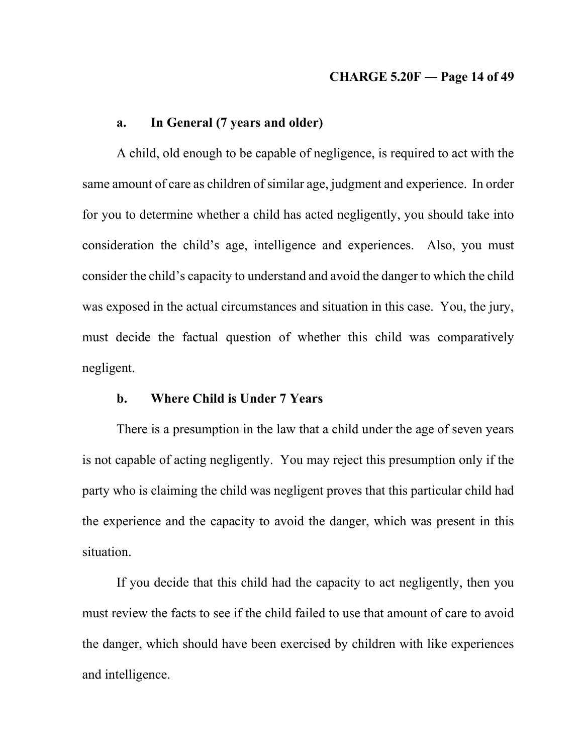**a. In General (7 years and older)**

A child, old enough to be capable of negligence, is required to act with the same amount of care as children of similar age, judgment and experience. In order for you to determine whether a child has acted negligently, you should take into consideration the child's age, intelligence and experiences. Also, you must consider the child's capacity to understand and avoid the danger to which the child was exposed in the actual circumstances and situation in this case. You, the jury, must decide the factual question of whether this child was comparatively negligent.

**b. Where Child is Under 7 Years**

There is a presumption in the law that a child under the age of seven years is not capable of acting negligently. You may reject this presumption only if the party who is claiming the child was negligent proves that this particular child had the experience and the capacity to avoid the danger, which was present in this situation.

If you decide that this child had the capacity to act negligently, then you must review the facts to see if the child failed to use that amount of care to avoid the danger, which should have been exercised by children with like experiences and intelligence.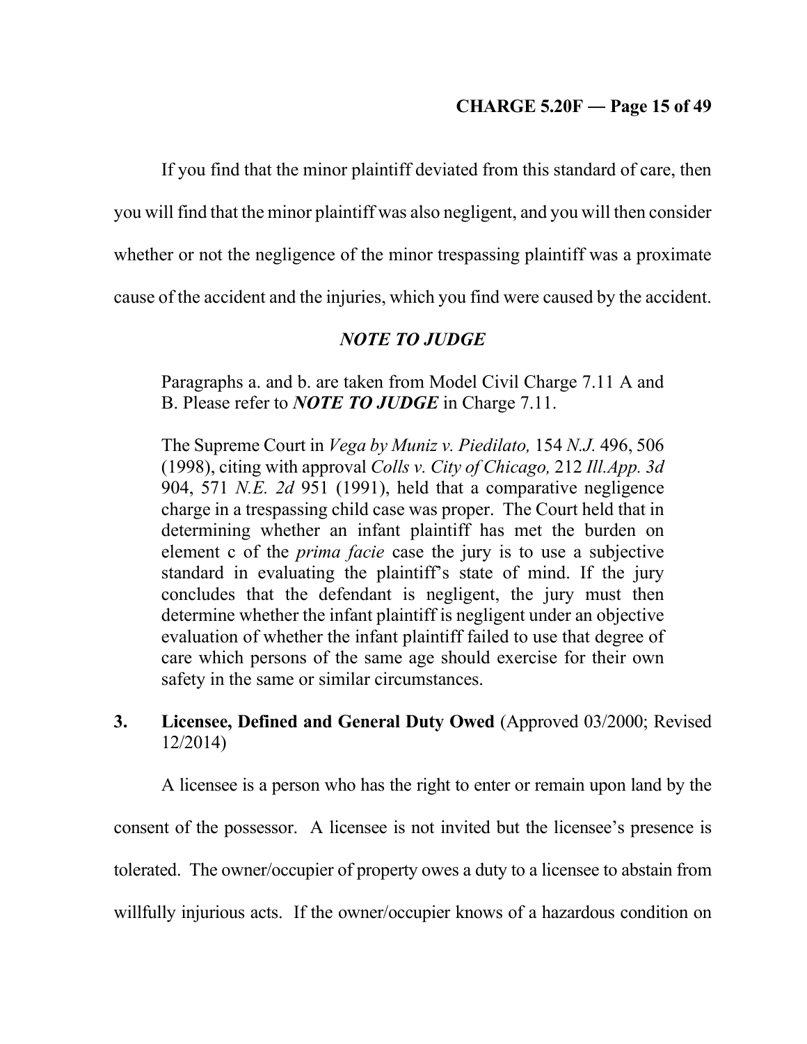If you find that the minor plaintiff deviated from this standard of care, then you will find that the minor plaintiff was also negligent, and you will then consider whether or not the negligence of the minor trespassing plaintiff was a proximate cause of the accident and the injuries, which you find were caused by the accident.

### *NOTE TO JUDGE*

Paragraphs a. and b. are taken from Model Civil Charge 7.11 A and B. Please refer to ***NOTE TO JUDGE*** in Charge 7.11.

The Supreme Court in *Vega by Muniz v. Piedilato,* 154 *N.J.* 496, 506 (1998), citing with approval *Colls v. City of Chicago,* 212 *Ill.App. 3d* 904, 571 *N.E. 2d* 951 (1991), held that a comparative negligence charge in a trespassing child case was proper. The Court held that in determining whether an infant plaintiff has met the burden on element c of the *prima facie* case the jury is to use a subjective standard in evaluating the plaintiff's state of mind. If the jury concludes that the defendant is negligent, the jury must then determine whether the infant plaintiff is negligent under an objective evaluation of whether the infant plaintiff failed to use that degree of care which persons of the same age should exercise for their own safety in the same or similar circumstances.

## 3. Licensee, Defined and General Duty Owed (Approved 03/2000; Revised 12/2014)

A licensee is a person who has the right to enter or remain upon land by the consent of the possessor. A licensee is not invited but the licensee's presence is tolerated. The owner/occupier of property owes a duty to a licensee to abstain from willfully injurious acts. If the owner/occupier knows of a hazardous condition on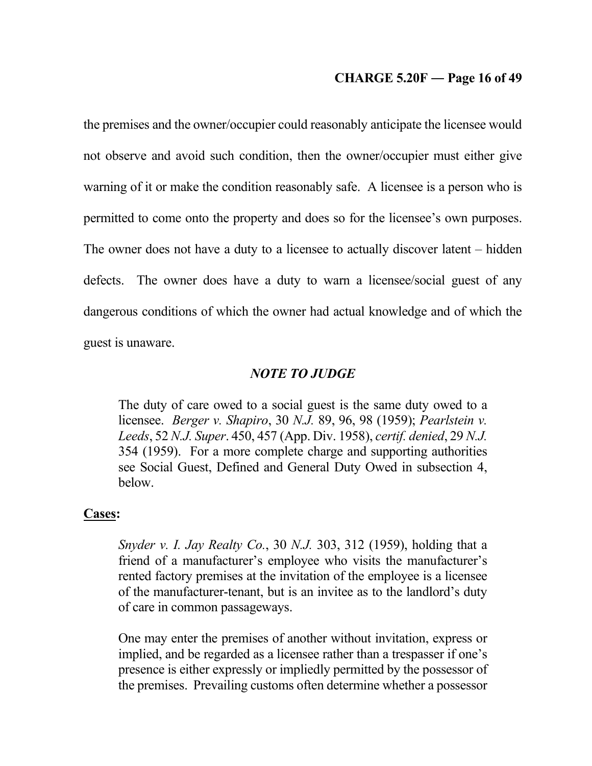the premises and the owner/occupier could reasonably anticipate the licensee would not observe and avoid such condition, then the owner/occupier must either give warning of it or make the condition reasonably safe. A licensee is a person who is permitted to come onto the property and does so for the licensee's own purposes. The owner does not have a duty to a licensee to actually discover latent – hidden defects. The owner does have a duty to warn a licensee/social guest of any dangerous conditions of which the owner had actual knowledge and of which the guest is unaware.

### *NOTE TO JUDGE*

> The duty of care owed to a social guest is the same duty owed to a licensee. *Berger v. Shapiro*, 30 *N.J.* 89, 96, 98 (1959); *Pearlstein v. Leeds*, 52 *N.J. Super*. 450, 457 (App. Div. 1958), *certif. denied*, 29 *N.J.* 354 (1959). For a more complete charge and supporting authorities see Social Guest, Defined and General Duty Owed in subsection 4, below.

**<u>Cases</u>:**

> *Snyder v. I. Jay Realty Co.*, 30 *N.J.* 303, 312 (1959), holding that a friend of a manufacturer's employee who visits the manufacturer's rented factory premises at the invitation of the employee is a licensee of the manufacturer-tenant, but is an invitee as to the landlord's duty of care in common passageways.
>
> One may enter the premises of another without invitation, express or implied, and be regarded as a licensee rather than a trespasser if one's presence is either expressly or impliedly permitted by the possessor of the premises. Prevailing customs often determine whether a possessor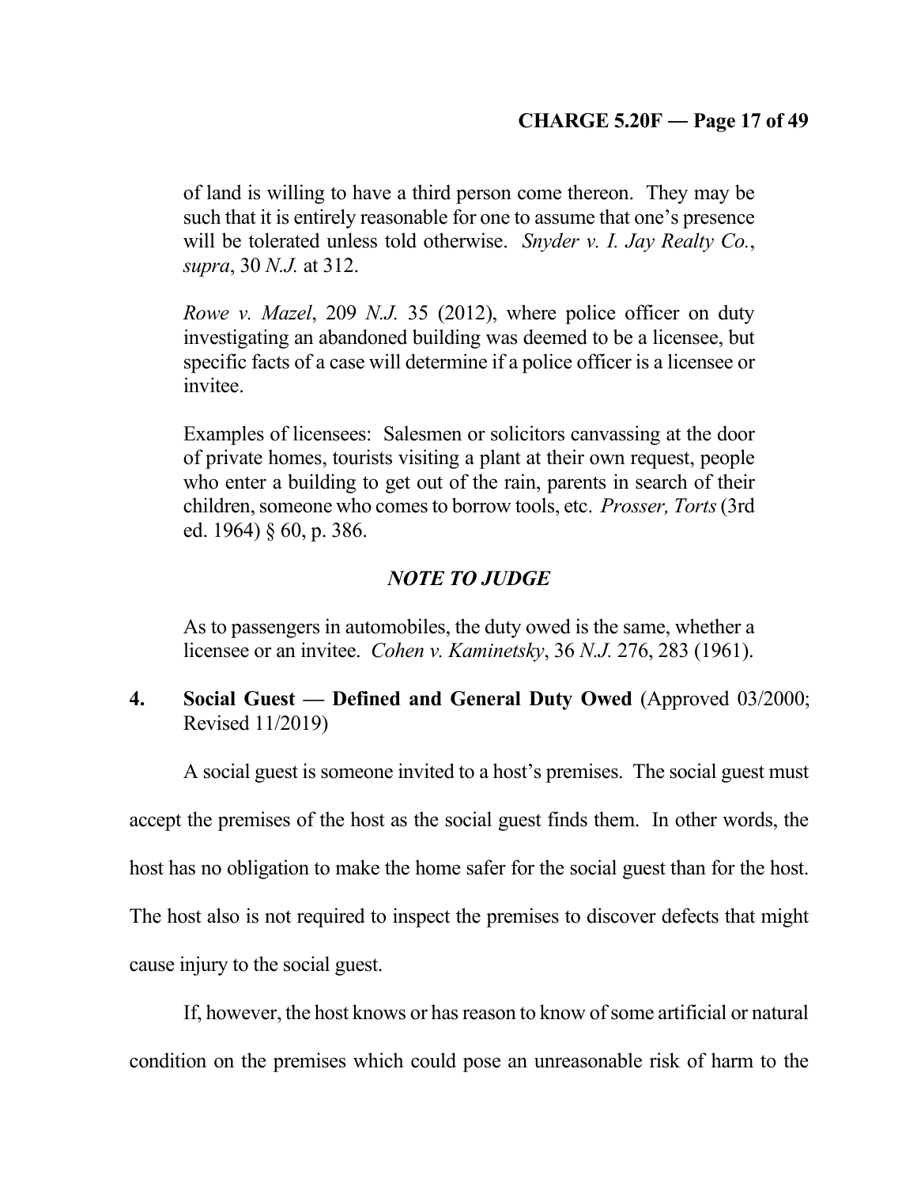of land is willing to have a third person come thereon. They may be such that it is entirely reasonable for one to assume that one's presence will be tolerated unless told otherwise. *Snyder v. I. Jay Realty Co.*, *supra*, 30 *N.J.* at 312.

*Rowe v. Mazel*, 209 *N.J.* 35 (2012), where police officer on duty investigating an abandoned building was deemed to be a licensee, but specific facts of a case will determine if a police officer is a licensee or invitee.

Examples of licensees: Salesmen or solicitors canvassing at the door of private homes, tourists visiting a plant at their own request, people who enter a building to get out of the rain, parents in search of their children, someone who comes to borrow tools, etc. *Prosser, Torts* (3rd ed. 1964) § 60, p. 386.

***NOTE TO JUDGE***

As to passengers in automobiles, the duty owed is the same, whether a licensee or an invitee. *Cohen v. Kaminetsky*, 36 *N.J.* 276, 283 (1961).

**4. Social Guest — Defined and General Duty Owed** (Approved 03/2000; Revised 11/2019)

A social guest is someone invited to a host's premises. The social guest must accept the premises of the host as the social guest finds them. In other words, the host has no obligation to make the home safer for the social guest than for the host. The host also is not required to inspect the premises to discover defects that might cause injury to the social guest.

If, however, the host knows or has reason to know of some artificial or natural condition on the premises which could pose an unreasonable risk of harm to the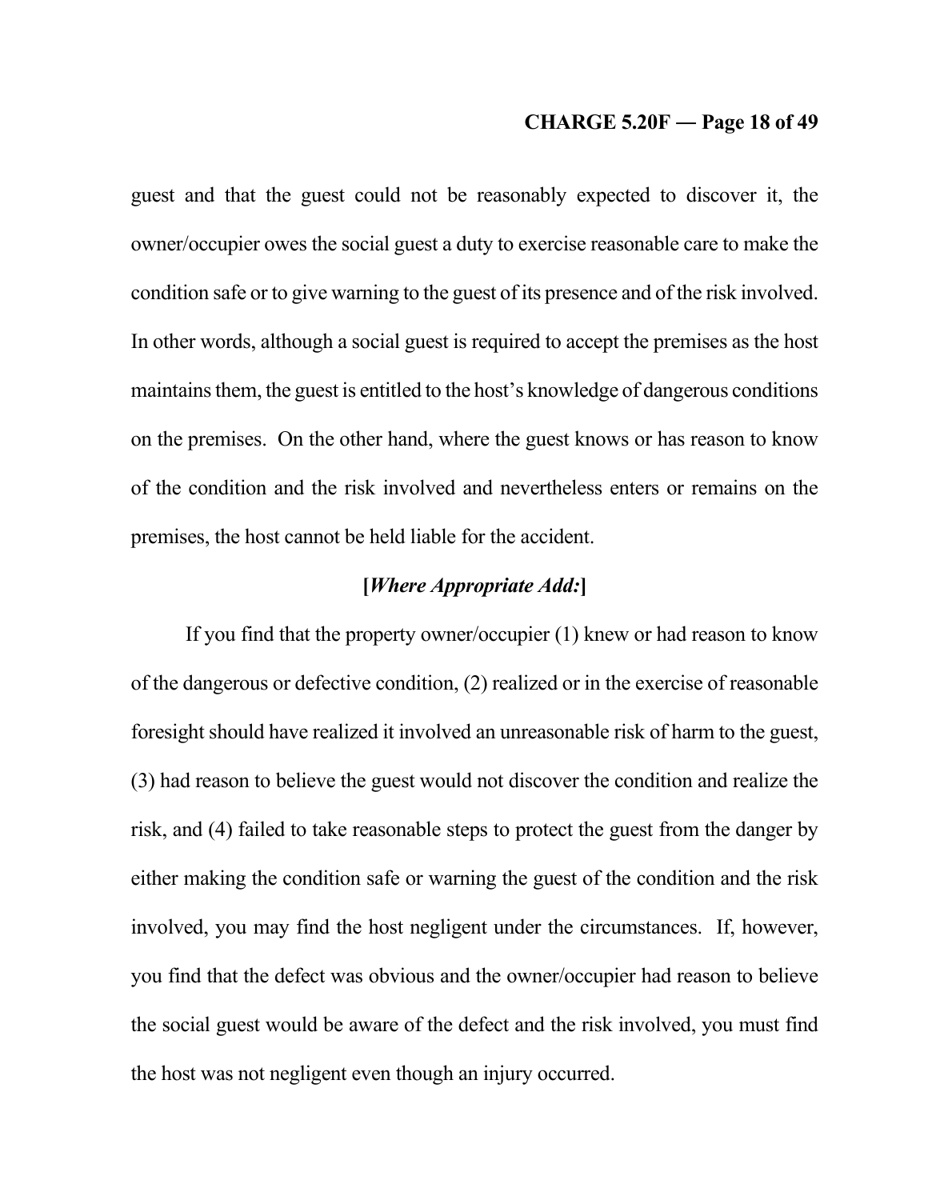guest and that the guest could not be reasonably expected to discover it, the owner/occupier owes the social guest a duty to exercise reasonable care to make the condition safe or to give warning to the guest of its presence and of the risk involved. In other words, although a social guest is required to accept the premises as the host maintains them, the guest is entitled to the host's knowledge of dangerous conditions on the premises. On the other hand, where the guest knows or has reason to know of the condition and the risk involved and nevertheless enters or remains on the premises, the host cannot be held liable for the accident.

**[*Where Appropriate Add:*]**

If you find that the property owner/occupier (1) knew or had reason to know of the dangerous or defective condition, (2) realized or in the exercise of reasonable foresight should have realized it involved an unreasonable risk of harm to the guest, (3) had reason to believe the guest would not discover the condition and realize the risk, and (4) failed to take reasonable steps to protect the guest from the danger by either making the condition safe or warning the guest of the condition and the risk involved, you may find the host negligent under the circumstances. If, however, you find that the defect was obvious and the owner/occupier had reason to believe the social guest would be aware of the defect and the risk involved, you must find the host was not negligent even though an injury occurred.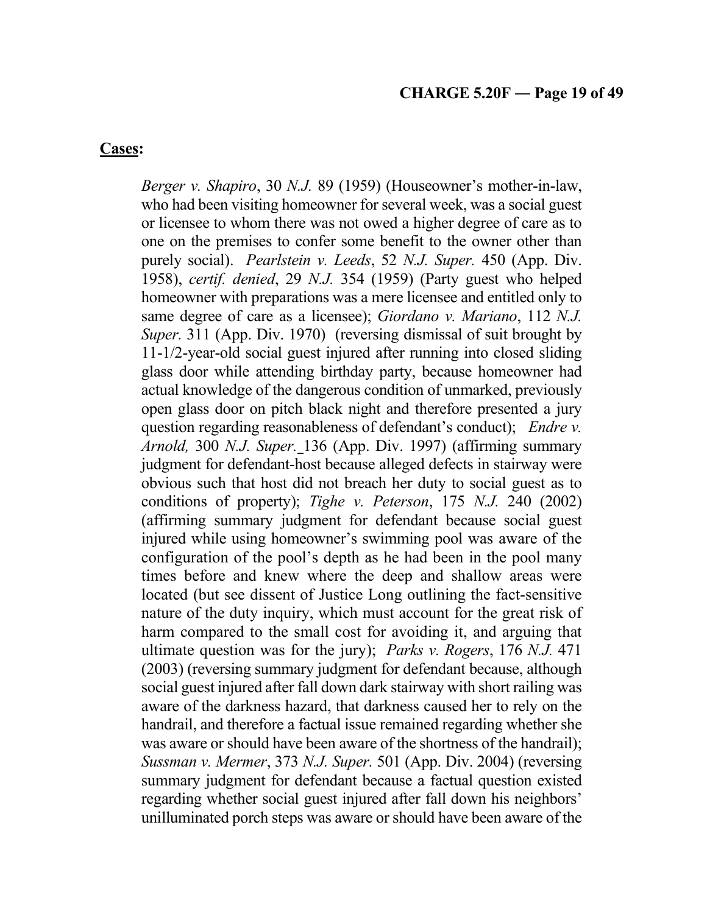**Cases:**

*Berger v. Shapiro*, 30 *N.J.* 89 (1959) (Houseowner's mother-in-law, who had been visiting homeowner for several week, was a social guest or licensee to whom there was not owed a higher degree of care as to one on the premises to confer some benefit to the owner other than purely social). *Pearlstein v. Leeds*, 52 *N.J. Super.* 450 (App. Div. 1958), *certif. denied*, 29 *N.J.* 354 (1959) (Party guest who helped homeowner with preparations was a mere licensee and entitled only to same degree of care as a licensee); *Giordano v. Mariano*, 112 *N.J. Super.* 311 (App. Div. 1970) (reversing dismissal of suit brought by 11-1/2-year-old social guest injured after running into closed sliding glass door while attending birthday party, because homeowner had actual knowledge of the dangerous condition of unmarked, previously open glass door on pitch black night and therefore presented a jury question regarding reasonableness of defendant's conduct); *Endre v. Arnold,* 300 *N.J. Super.* 136 (App. Div. 1997) (affirming summary judgment for defendant-host because alleged defects in stairway were obvious such that host did not breach her duty to social guest as to conditions of property); *Tighe v. Peterson*, 175 *N.J.* 240 (2002) (affirming summary judgment for defendant because social guest injured while using homeowner's swimming pool was aware of the configuration of the pool's depth as he had been in the pool many times before and knew where the deep and shallow areas were located (but see dissent of Justice Long outlining the fact-sensitive nature of the duty inquiry, which must account for the great risk of harm compared to the small cost for avoiding it, and arguing that ultimate question was for the jury); *Parks v. Rogers*, 176 *N.J.* 471 (2003) (reversing summary judgment for defendant because, although social guest injured after fall down dark stairway with short railing was aware of the darkness hazard, that darkness caused her to rely on the handrail, and therefore a factual issue remained regarding whether she was aware or should have been aware of the shortness of the handrail); *Sussman v. Mermer*, 373 *N.J. Super.* 501 (App. Div. 2004) (reversing summary judgment for defendant because a factual question existed regarding whether social guest injured after fall down his neighbors' unilluminated porch steps was aware or should have been aware of the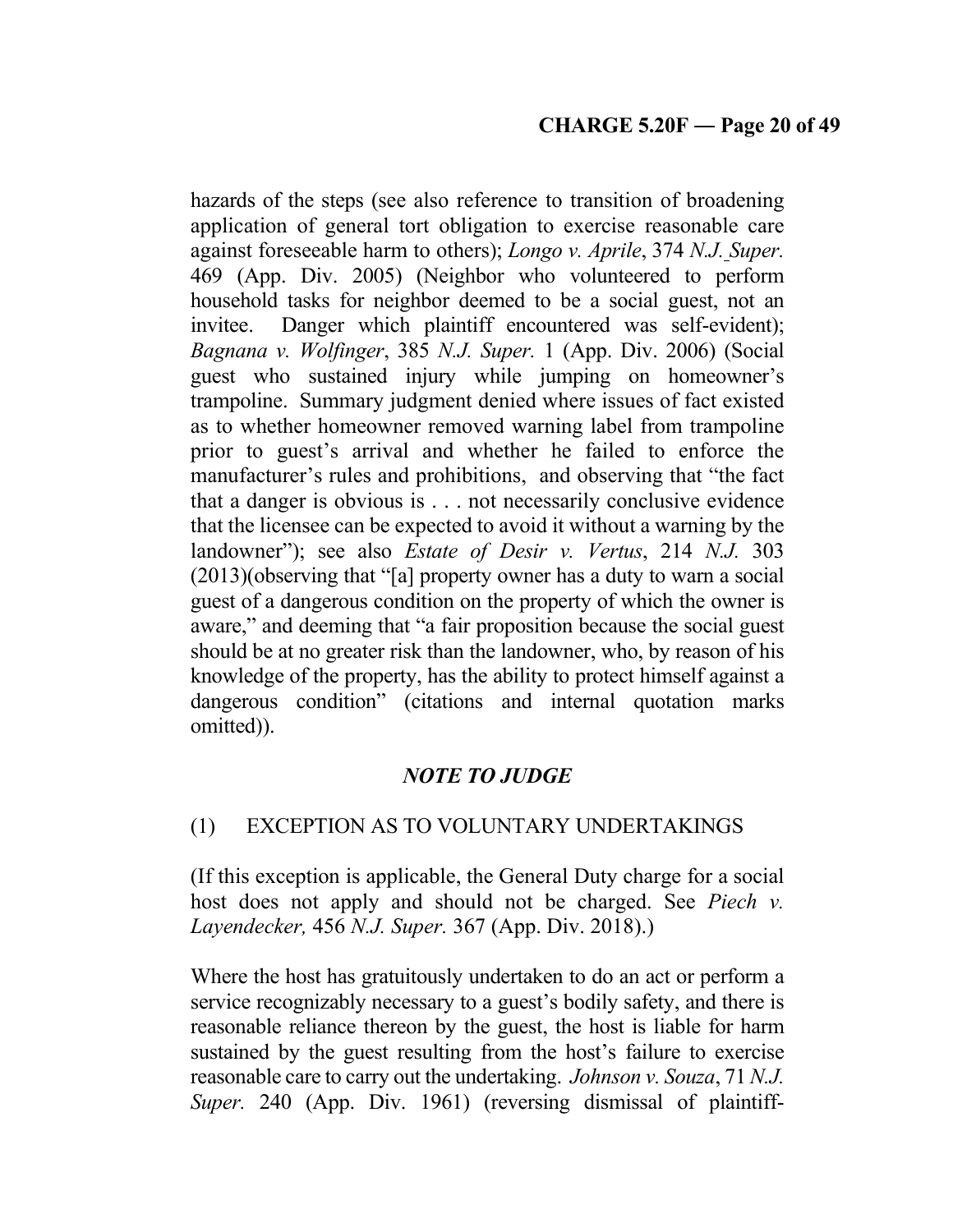hazards of the steps (see also reference to transition of broadening application of general tort obligation to exercise reasonable care against foreseeable harm to others); *Longo v. Aprile*, 374 *N.J. Super.* 469 (App. Div. 2005) (Neighbor who volunteered to perform household tasks for neighbor deemed to be a social guest, not an invitee. Danger which plaintiff encountered was self-evident); *Bagnana v. Wolfinger*, 385 *N.J. Super.* 1 (App. Div. 2006) (Social guest who sustained injury while jumping on homeowner's trampoline. Summary judgment denied where issues of fact existed as to whether homeowner removed warning label from trampoline prior to guest's arrival and whether he failed to enforce the manufacturer's rules and prohibitions, and observing that "the fact that a danger is obvious is . . . not necessarily conclusive evidence that the licensee can be expected to avoid it without a warning by the landowner"); see also *Estate of Desir v. Vertus*, 214 *N.J.* 303 (2013)(observing that "[a] property owner has a duty to warn a social guest of a dangerous condition on the property of which the owner is aware," and deeming that "a fair proposition because the social guest should be at no greater risk than the landowner, who, by reason of his knowledge of the property, has the ability to protect himself against a dangerous condition" (citations and internal quotation marks omitted)).

### *NOTE TO JUDGE*

(1) EXCEPTION AS TO VOLUNTARY UNDERTAKINGS

(If this exception is applicable, the General Duty charge for a social host does not apply and should not be charged. See *Piech v. Layendecker,* 456 *N.J. Super.* 367 (App. Div. 2018).)

Where the host has gratuitously undertaken to do an act or perform a service recognizably necessary to a guest's bodily safety, and there is reasonable reliance thereon by the guest, the host is liable for harm sustained by the guest resulting from the host's failure to exercise reasonable care to carry out the undertaking. *Johnson v. Souza*, 71 *N.J. Super.* 240 (App. Div. 1961) (reversing dismissal of plaintiff-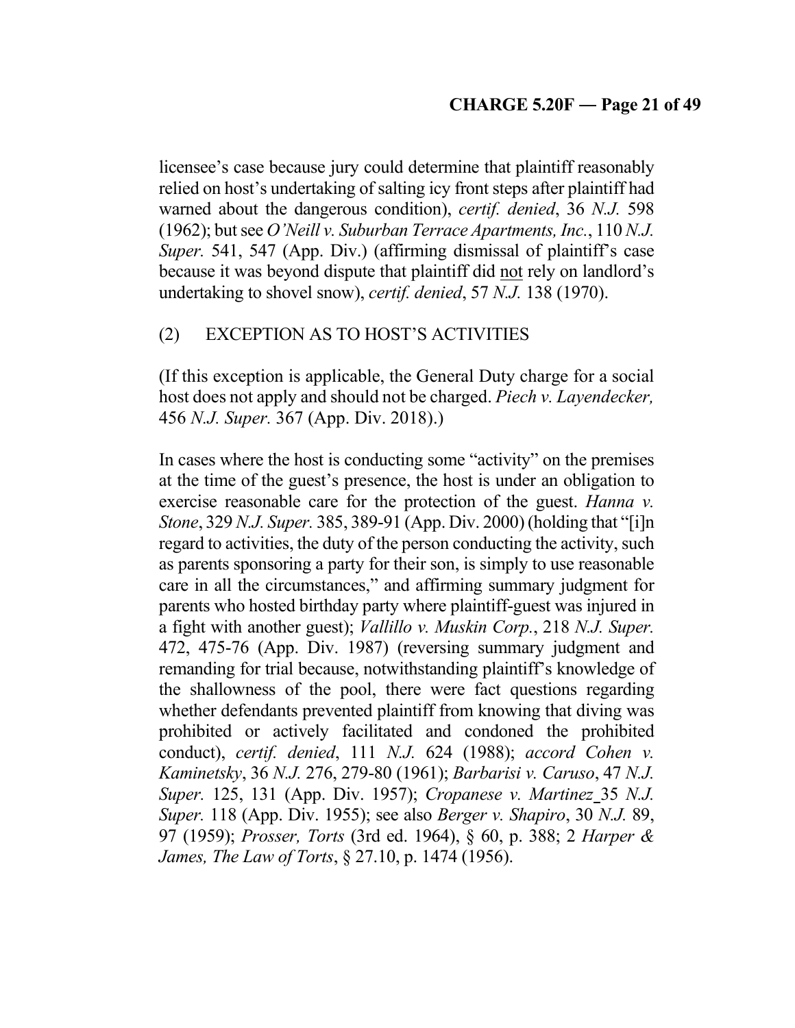licensee's case because jury could determine that plaintiff reasonably relied on host's undertaking of salting icy front steps after plaintiff had warned about the dangerous condition), *certif. denied*, 36 *N.J.* 598 (1962); but see *O'Neill v. Suburban Terrace Apartments, Inc.*, 110 *N.J. Super.* 541, 547 (App. Div.) (affirming dismissal of plaintiff's case because it was beyond dispute that plaintiff did not rely on landlord's undertaking to shovel snow), *certif. denied*, 57 *N.J.* 138 (1970).

## (2) EXCEPTION AS TO HOST'S ACTIVITIES

(If this exception is applicable, the General Duty charge for a social host does not apply and should not be charged. *Piech v. Layendecker,* 456 *N.J. Super.* 367 (App. Div. 2018).)

In cases where the host is conducting some "activity" on the premises at the time of the guest's presence, the host is under an obligation to exercise reasonable care for the protection of the guest. *Hanna v. Stone*, 329 *N.J. Super.* 385, 389-91 (App. Div. 2000) (holding that "[i]n regard to activities, the duty of the person conducting the activity, such as parents sponsoring a party for their son, is simply to use reasonable care in all the circumstances," and affirming summary judgment for parents who hosted birthday party where plaintiff-guest was injured in a fight with another guest); *Vallillo v. Muskin Corp.*, 218 *N.J. Super.* 472, 475-76 (App. Div. 1987) (reversing summary judgment and remanding for trial because, notwithstanding plaintiff's knowledge of the shallowness of the pool, there were fact questions regarding whether defendants prevented plaintiff from knowing that diving was prohibited or actively facilitated and condoned the prohibited conduct), *certif. denied*, 111 *N.J.* 624 (1988); *accord Cohen v. Kaminetsky*, 36 *N.J.* 276, 279-80 (1961); *Barbarisi v. Caruso*, 47 *N.J. Super.* 125, 131 (App. Div. 1957); *Cropanese v. Martinez* 35 *N.J. Super.* 118 (App. Div. 1955); see also *Berger v. Shapiro*, 30 *N.J.* 89, 97 (1959); *Prosser, Torts* (3rd ed. 1964), § 60, p. 388; 2 *Harper & James, The Law of Torts*, § 27.10, p. 1474 (1956).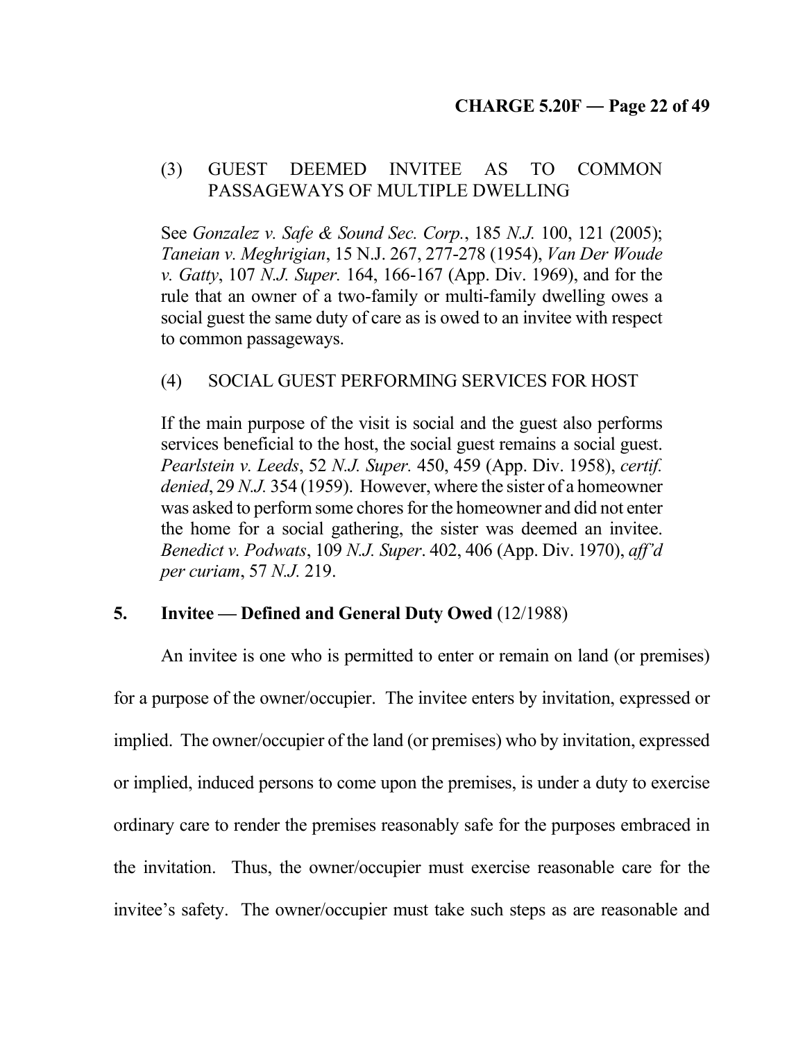(3) GUEST DEEMED INVITEE AS TO COMMON PASSAGEWAYS OF MULTIPLE DWELLING

See *Gonzalez v. Safe & Sound Sec. Corp.*, 185 *N.J.* 100, 121 (2005); *Taneian v. Meghrigian*, 15 N.J. 267, 277-278 (1954), *Van Der Woude v. Gatty*, 107 *N.J. Super.* 164, 166-167 (App. Div. 1969), and for the rule that an owner of a two-family or multi-family dwelling owes a social guest the same duty of care as is owed to an invitee with respect to common passageways.

(4) SOCIAL GUEST PERFORMING SERVICES FOR HOST

If the main purpose of the visit is social and the guest also performs services beneficial to the host, the social guest remains a social guest. *Pearlstein v. Leeds*, 52 *N.J. Super.* 450, 459 (App. Div. 1958), *certif. denied*, 29 *N.J.* 354 (1959). However, where the sister of a homeowner was asked to perform some chores for the homeowner and did not enter the home for a social gathering, the sister was deemed an invitee. *Benedict v. Podwats*, 109 *N.J. Super*. 402, 406 (App. Div. 1970), *aff'd per curiam*, 57 *N.J.* 219.

## 5. Invitee — Defined and General Duty Owed (12/1988)

An invitee is one who is permitted to enter or remain on land (or premises) for a purpose of the owner/occupier. The invitee enters by invitation, expressed or implied. The owner/occupier of the land (or premises) who by invitation, expressed or implied, induced persons to come upon the premises, is under a duty to exercise ordinary care to render the premises reasonably safe for the purposes embraced in the invitation. Thus, the owner/occupier must exercise reasonable care for the invitee's safety. The owner/occupier must take such steps as are reasonable and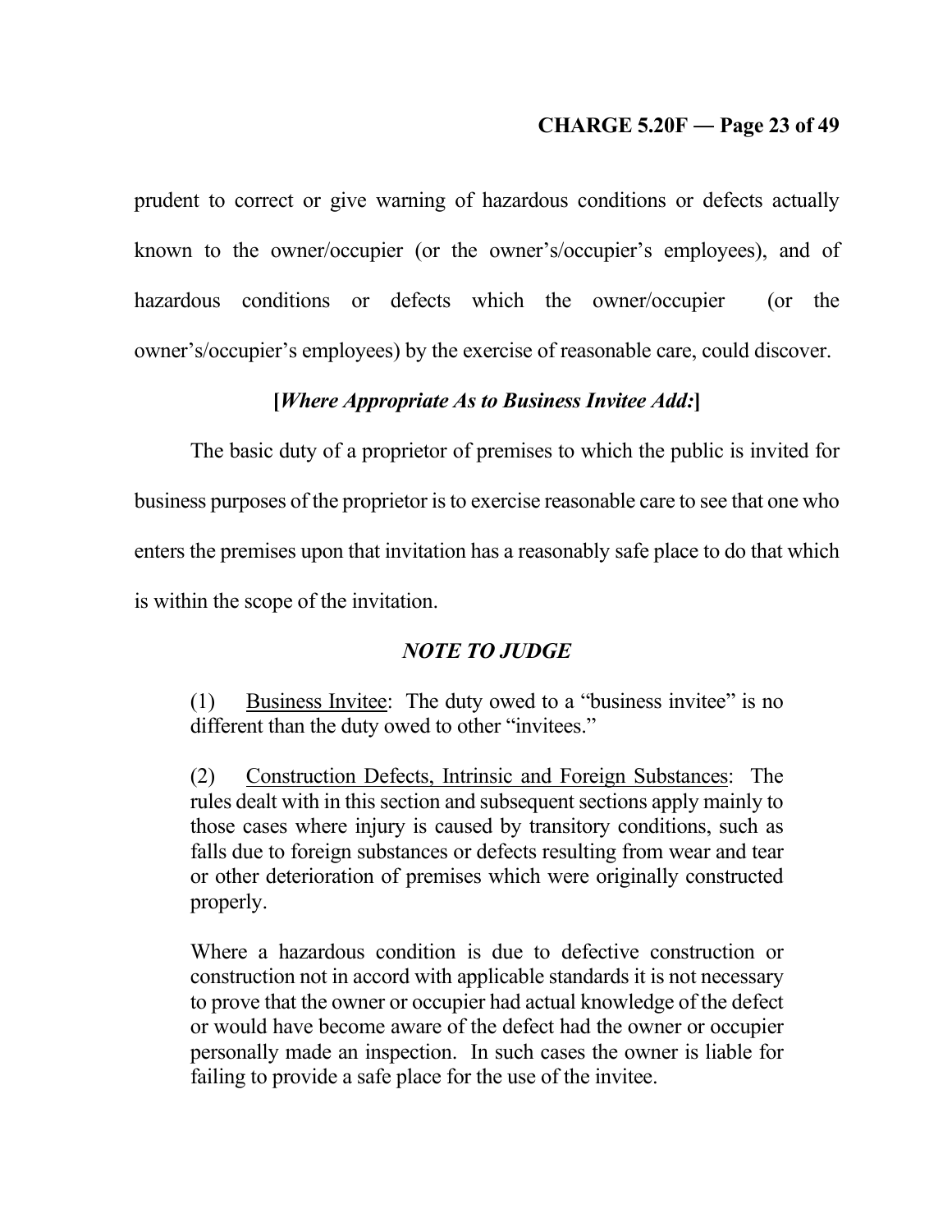prudent to correct or give warning of hazardous conditions or defects actually known to the owner/occupier (or the owner's/occupier's employees), and of hazardous conditions or defects which the owner/occupier (or the owner's/occupier's employees) by the exercise of reasonable care, could discover.

**[*Where Appropriate As to Business Invitee Add:*]**

The basic duty of a proprietor of premises to which the public is invited for business purposes of the proprietor is to exercise reasonable care to see that one who enters the premises upon that invitation has a reasonably safe place to do that which is within the scope of the invitation.

***NOTE TO JUDGE***

> (1) Business Invitee: The duty owed to a "business invitee" is no different than the duty owed to other "invitees."
>
> (2) Construction Defects, Intrinsic and Foreign Substances: The rules dealt with in this section and subsequent sections apply mainly to those cases where injury is caused by transitory conditions, such as falls due to foreign substances or defects resulting from wear and tear or other deterioration of premises which were originally constructed properly.
>
> Where a hazardous condition is due to defective construction or construction not in accord with applicable standards it is not necessary to prove that the owner or occupier had actual knowledge of the defect or would have become aware of the defect had the owner or occupier personally made an inspection. In such cases the owner is liable for failing to provide a safe place for the use of the invitee.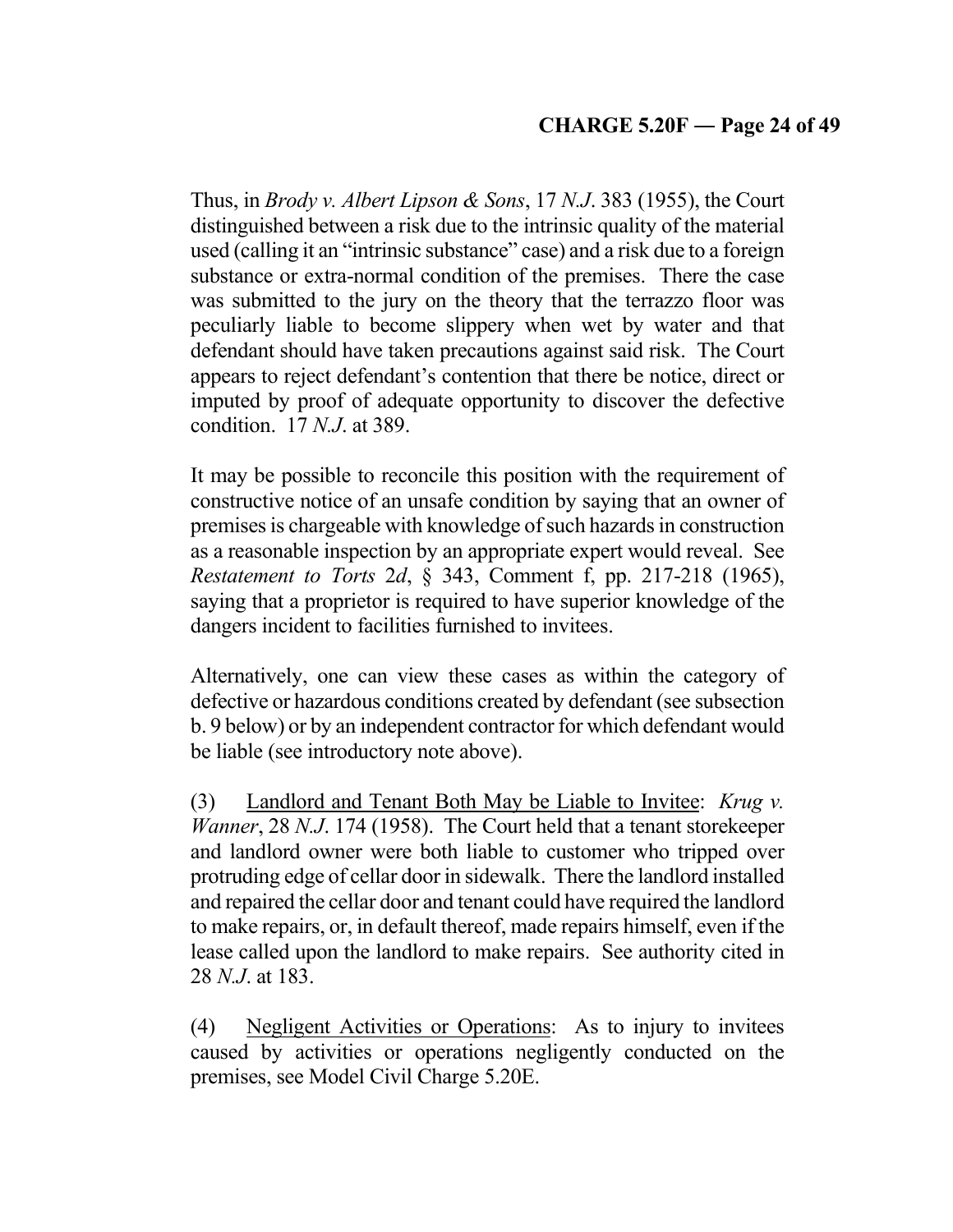Thus, in *Brody v. Albert Lipson & Sons*, 17 *N.J.* 383 (1955), the Court distinguished between a risk due to the intrinsic quality of the material used (calling it an "intrinsic substance" case) and a risk due to a foreign substance or extra-normal condition of the premises. There the case was submitted to the jury on the theory that the terrazzo floor was peculiarly liable to become slippery when wet by water and that defendant should have taken precautions against said risk. The Court appears to reject defendant's contention that there be notice, direct or imputed by proof of adequate opportunity to discover the defective condition. 17 *N.J.* at 389.

It may be possible to reconcile this position with the requirement of constructive notice of an unsafe condition by saying that an owner of premises is chargeable with knowledge of such hazards in construction as a reasonable inspection by an appropriate expert would reveal. See *Restatement to Torts 2d*, § 343, Comment f, pp. 217-218 (1965), saying that a proprietor is required to have superior knowledge of the dangers incident to facilities furnished to invitees.

Alternatively, one can view these cases as within the category of defective or hazardous conditions created by defendant (see subsection b. 9 below) or by an independent contractor for which defendant would be liable (see introductory note above).

(3) <u>Landlord and Tenant Both May be Liable to Invitee</u>: *Krug v. Wanner*, 28 *N.J.* 174 (1958). The Court held that a tenant storekeeper and landlord owner were both liable to customer who tripped over protruding edge of cellar door in sidewalk. There the landlord installed and repaired the cellar door and tenant could have required the landlord to make repairs, or, in default thereof, made repairs himself, even if the lease called upon the landlord to make repairs. See authority cited in 28 *N.J.* at 183.

(4) <u>Negligent Activities or Operations</u>: As to injury to invitees caused by activities or operations negligently conducted on the premises, see Model Civil Charge 5.20E.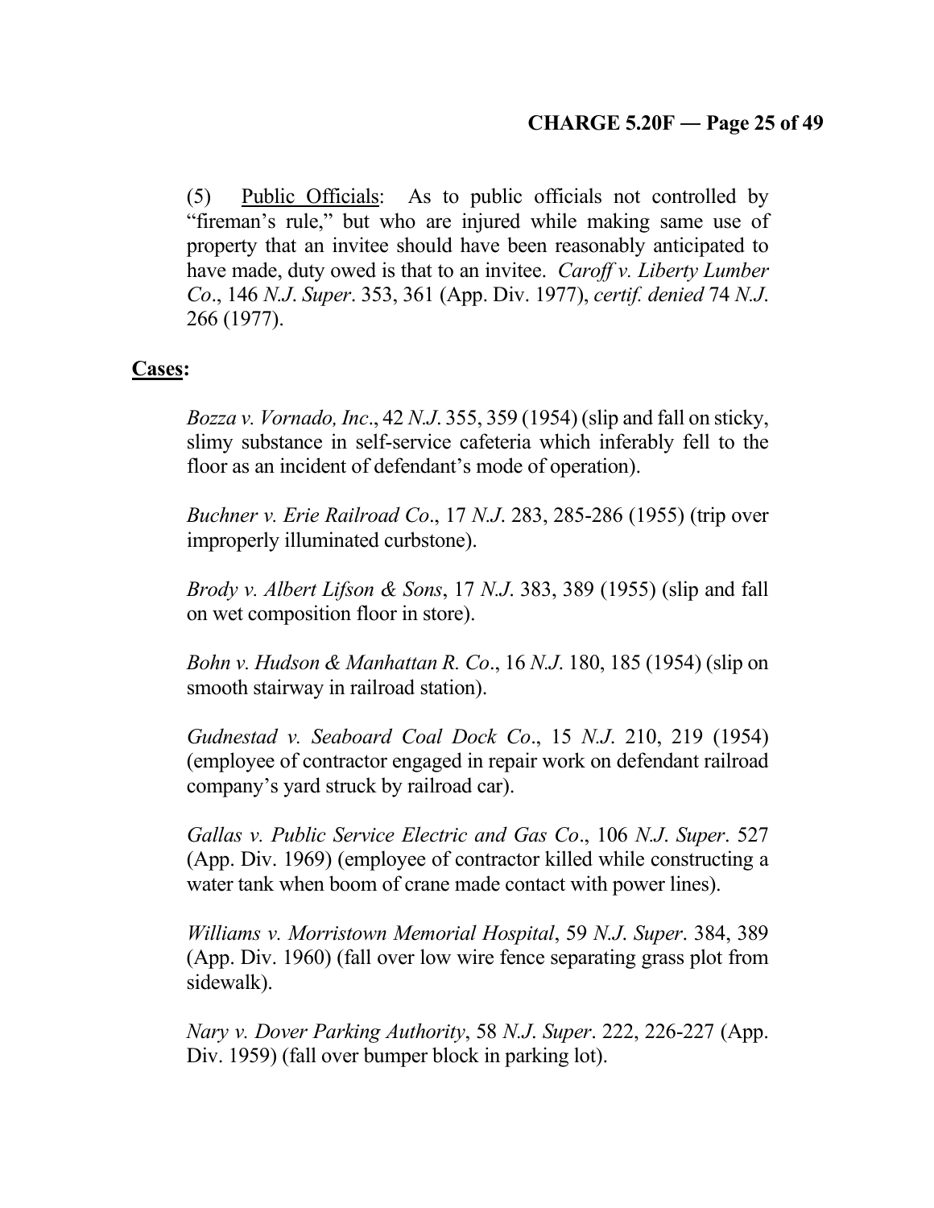(5) Public Officials: As to public officials not controlled by "fireman's rule," but who are injured while making same use of property that an invitee should have been reasonably anticipated to have made, duty owed is that to an invitee. *Caroff v. Liberty Lumber Co*., 146 *N.J. Super*. 353, 361 (App. Div. 1977), *certif. denied* 74 *N.J.* 266 (1977).

**Cases:**

*Bozza v. Vornado, Inc*., 42 *N.J*. 355, 359 (1954) (slip and fall on sticky, slimy substance in self-service cafeteria which inferably fell to the floor as an incident of defendant's mode of operation).

*Buchner v. Erie Railroad Co*., 17 *N.J*. 283, 285-286 (1955) (trip over improperly illuminated curbstone).

*Brody v. Albert Lifson & Sons*, 17 *N.J*. 383, 389 (1955) (slip and fall on wet composition floor in store).

*Bohn v. Hudson & Manhattan R. Co*., 16 *N.J*. 180, 185 (1954) (slip on smooth stairway in railroad station).

*Gudnestad v. Seaboard Coal Dock Co*., 15 *N.J*. 210, 219 (1954) (employee of contractor engaged in repair work on defendant railroad company's yard struck by railroad car).

*Gallas v. Public Service Electric and Gas Co*., 106 *N.J. Super*. 527 (App. Div. 1969) (employee of contractor killed while constructing a water tank when boom of crane made contact with power lines).

*Williams v. Morristown Memorial Hospital*, 59 *N.J. Super*. 384, 389 (App. Div. 1960) (fall over low wire fence separating grass plot from sidewalk).

*Nary v. Dover Parking Authority*, 58 *N.J. Super*. 222, 226-227 (App. Div. 1959) (fall over bumper block in parking lot).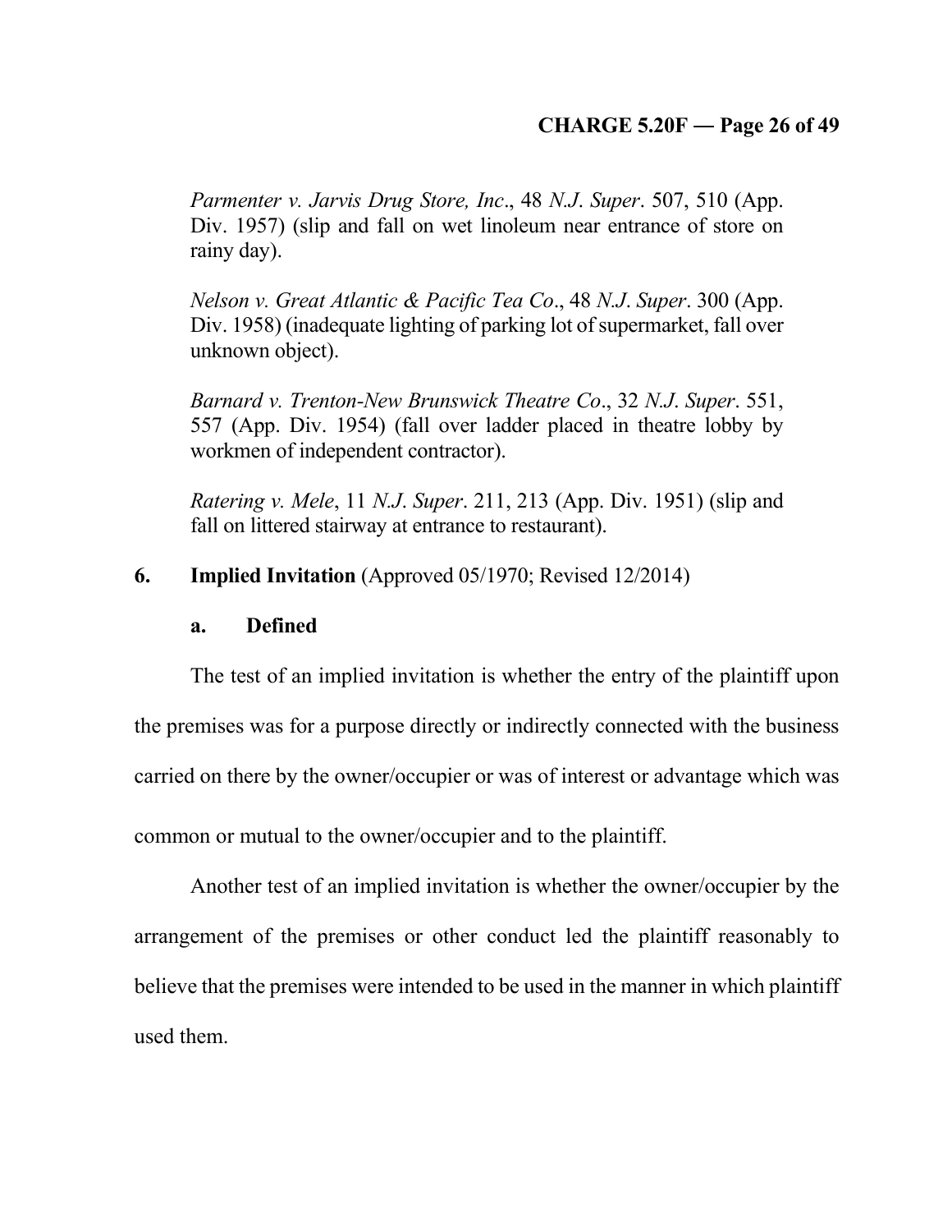*Parmenter v. Jarvis Drug Store, Inc*., 48 *N.J. Super*. 507, 510 (App. Div. 1957) (slip and fall on wet linoleum near entrance of store on rainy day).

*Nelson v. Great Atlantic & Pacific Tea Co*., 48 *N.J. Super*. 300 (App. Div. 1958) (inadequate lighting of parking lot of supermarket, fall over unknown object).

*Barnard v. Trenton-New Brunswick Theatre Co*., 32 *N.J. Super*. 551, 557 (App. Div. 1954) (fall over ladder placed in theatre lobby by workmen of independent contractor).

*Ratering v. Mele*, 11 *N.J. Super*. 211, 213 (App. Div. 1951) (slip and fall on littered stairway at entrance to restaurant).

## 6. Implied Invitation (Approved 05/1970; Revised 12/2014)

### a. Defined

The test of an implied invitation is whether the entry of the plaintiff upon the premises was for a purpose directly or indirectly connected with the business carried on there by the owner/occupier or was of interest or advantage which was common or mutual to the owner/occupier and to the plaintiff.

Another test of an implied invitation is whether the owner/occupier by the arrangement of the premises or other conduct led the plaintiff reasonably to believe that the premises were intended to be used in the manner in which plaintiff used them.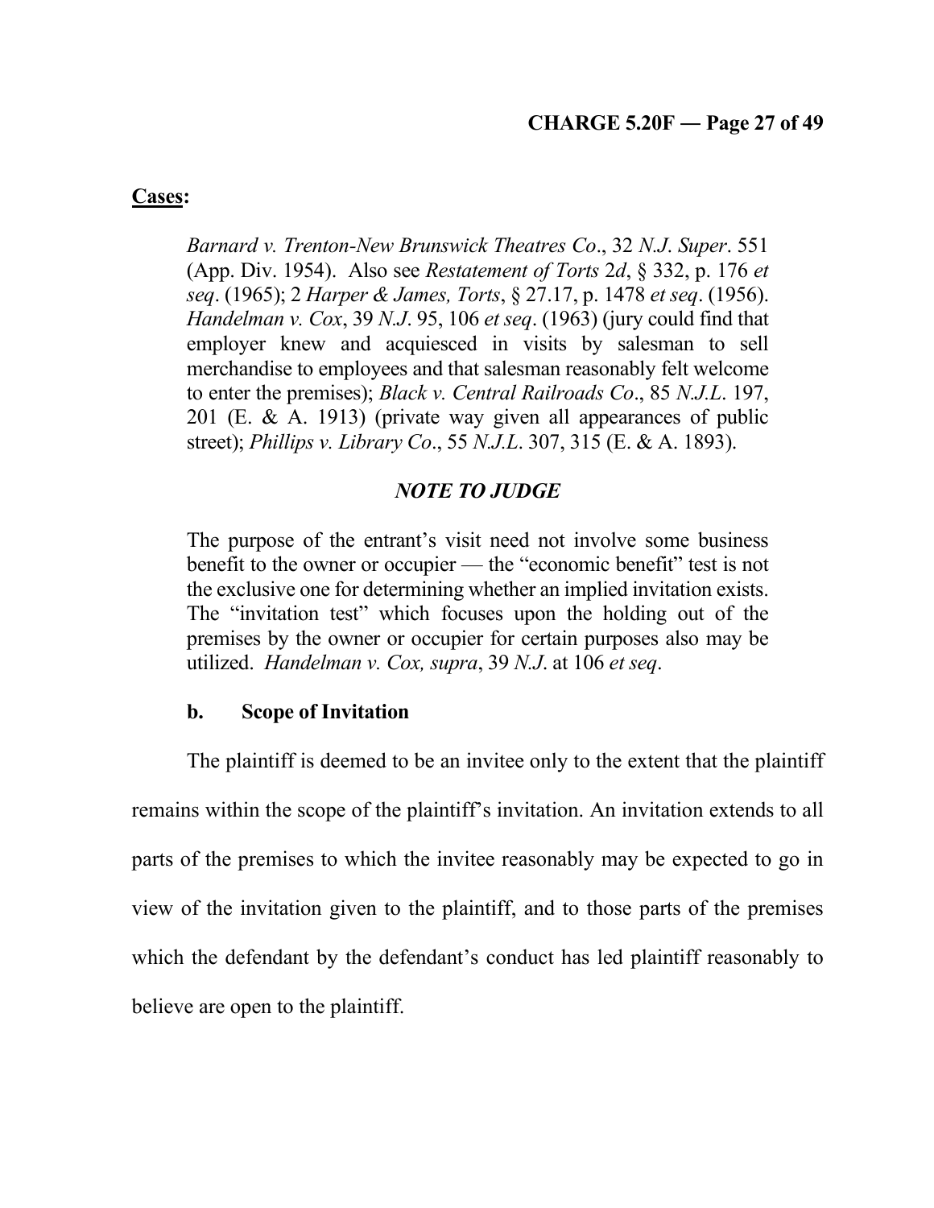**Cases:**

*Barnard v. Trenton-New Brunswick Theatres Co*., 32 *N.J. Super*. 551 (App. Div. 1954). Also see *Restatement of Torts 2d*, § 332, p. 176 *et seq*. (1965); 2 *Harper & James, Torts*, § 27.17, p. 1478 *et seq*. (1956). *Handelman v. Cox*, 39 *N.J*. 95, 106 *et seq*. (1963) (jury could find that employer knew and acquiesced in visits by salesman to sell merchandise to employees and that salesman reasonably felt welcome to enter the premises); *Black v. Central Railroads Co*., 85 *N.J.L*. 197, 201 (E. & A. 1913) (private way given all appearances of public street); *Phillips v. Library Co*., 55 *N.J.L*. 307, 315 (E. & A. 1893).

***NOTE TO JUDGE***

The purpose of the entrant's visit need not involve some business benefit to the owner or occupier — the "economic benefit" test is not the exclusive one for determining whether an implied invitation exists. The "invitation test" which focuses upon the holding out of the premises by the owner or occupier for certain purposes also may be utilized. *Handelman v. Cox, supra*, 39 *N.J*. at 106 *et seq*.

**b. Scope of Invitation**

The plaintiff is deemed to be an invitee only to the extent that the plaintiff remains within the scope of the plaintiff's invitation. An invitation extends to all parts of the premises to which the invitee reasonably may be expected to go in view of the invitation given to the plaintiff, and to those parts of the premises which the defendant by the defendant's conduct has led plaintiff reasonably to believe are open to the plaintiff.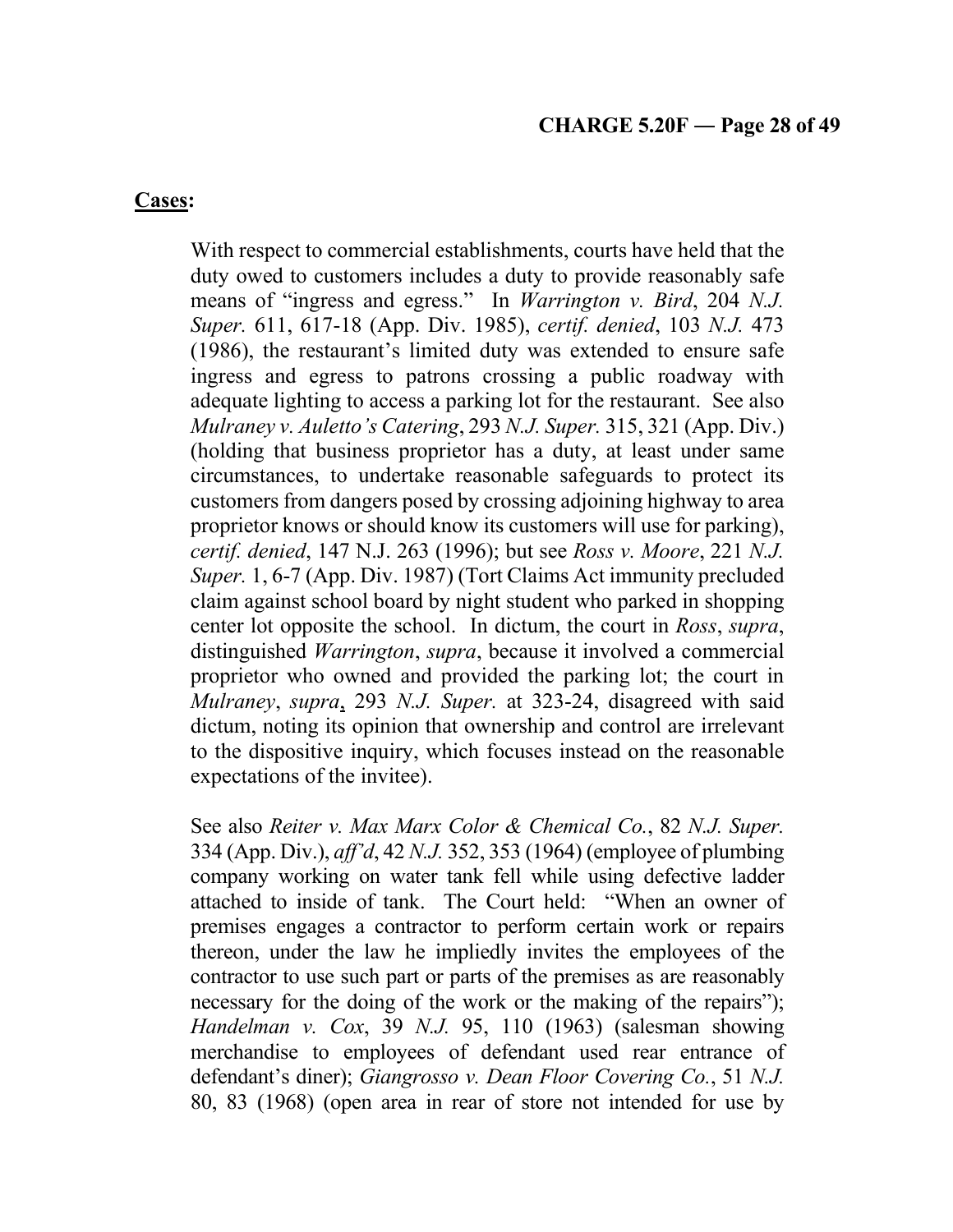**<u>Cases</u>:**

With respect to commercial establishments, courts have held that the duty owed to customers includes a duty to provide reasonably safe means of "ingress and egress." In *Warrington v. Bird*, 204 *N.J. Super.* 611, 617-18 (App. Div. 1985), *certif. denied*, 103 *N.J.* 473 (1986), the restaurant's limited duty was extended to ensure safe ingress and egress to patrons crossing a public roadway with adequate lighting to access a parking lot for the restaurant. See also *Mulraney v. Auletto's Catering*, 293 *N.J. Super.* 315, 321 (App. Div.) (holding that business proprietor has a duty, at least under same circumstances, to undertake reasonable safeguards to protect its customers from dangers posed by crossing adjoining highway to area proprietor knows or should know its customers will use for parking), *certif. denied*, 147 N.J. 263 (1996); but see *Ross v. Moore*, 221 *N.J. Super.* 1, 6-7 (App. Div. 1987) (Tort Claims Act immunity precluded claim against school board by night student who parked in shopping center lot opposite the school. In dictum, the court in *Ross*, *supra*, distinguished *Warrington*, *supra*, because it involved a commercial proprietor who owned and provided the parking lot; the court in *Mulraney*, *supra*, 293 *N.J. Super.* at 323-24, disagreed with said dictum, noting its opinion that ownership and control are irrelevant to the dispositive inquiry, which focuses instead on the reasonable expectations of the invitee).

See also *Reiter v. Max Marx Color & Chemical Co.*, 82 *N.J. Super.* 334 (App. Div.), *aff'd*, 42 *N.J.* 352, 353 (1964) (employee of plumbing company working on water tank fell while using defective ladder attached to inside of tank. The Court held: "When an owner of premises engages a contractor to perform certain work or repairs thereon, under the law he impliedly invites the employees of the contractor to use such part or parts of the premises as are reasonably necessary for the doing of the work or the making of the repairs"); *Handelman v. Cox*, 39 *N.J.* 95, 110 (1963) (salesman showing merchandise to employees of defendant used rear entrance of defendant's diner); *Giangrosso v. Dean Floor Covering Co.*, 51 *N.J.* 80, 83 (1968) (open area in rear of store not intended for use by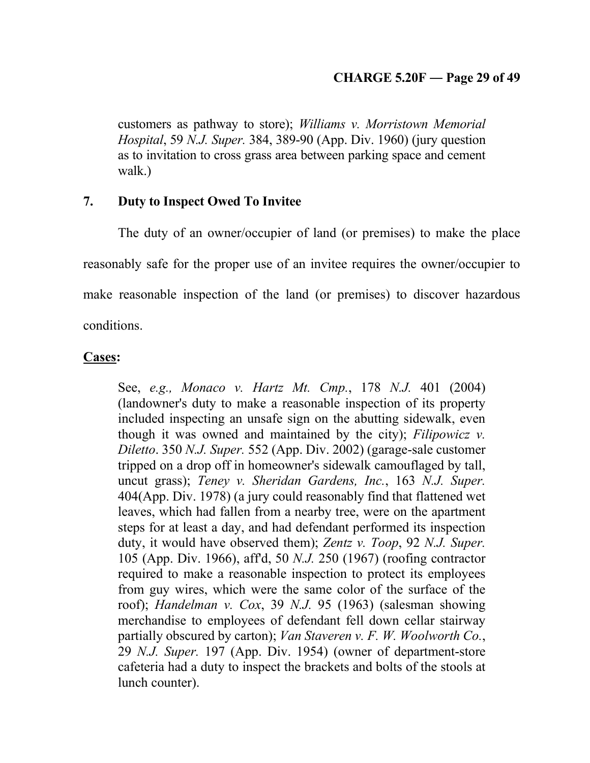customers as pathway to store); *Williams v. Morristown Memorial Hospital*, 59 *N.J. Super.* 384, 389-90 (App. Div. 1960) (jury question as to invitation to cross grass area between parking space and cement walk.)

## 7. Duty to Inspect Owed To Invitee

The duty of an owner/occupier of land (or premises) to make the place reasonably safe for the proper use of an invitee requires the owner/occupier to make reasonable inspection of the land (or premises) to discover hazardous conditions.

**Cases:**

See, *e.g., Monaco v. Hartz Mt. Cmp.*, 178 *N.J.* 401 (2004) (landowner's duty to make a reasonable inspection of its property included inspecting an unsafe sign on the abutting sidewalk, even though it was owned and maintained by the city); *Filipowicz v. Diletto*. 350 *N.J. Super.* 552 (App. Div. 2002) (garage-sale customer tripped on a drop off in homeowner's sidewalk camouflaged by tall, uncut grass); *Teney v. Sheridan Gardens, Inc.*, 163 *N.J. Super.* 404(App. Div. 1978) (a jury could reasonably find that flattened wet leaves, which had fallen from a nearby tree, were on the apartment steps for at least a day, and had defendant performed its inspection duty, it would have observed them); *Zentz v. Toop*, 92 *N.J. Super.* 105 (App. Div. 1966), aff'd, 50 *N.J.* 250 (1967) (roofing contractor required to make a reasonable inspection to protect its employees from guy wires, which were the same color of the surface of the roof); *Handelman v. Cox*, 39 *N.J.* 95 (1963) (salesman showing merchandise to employees of defendant fell down cellar stairway partially obscured by carton); *Van Staveren v. F. W. Woolworth Co.*, 29 *N.J. Super.* 197 (App. Div. 1954) (owner of department-store cafeteria had a duty to inspect the brackets and bolts of the stools at lunch counter).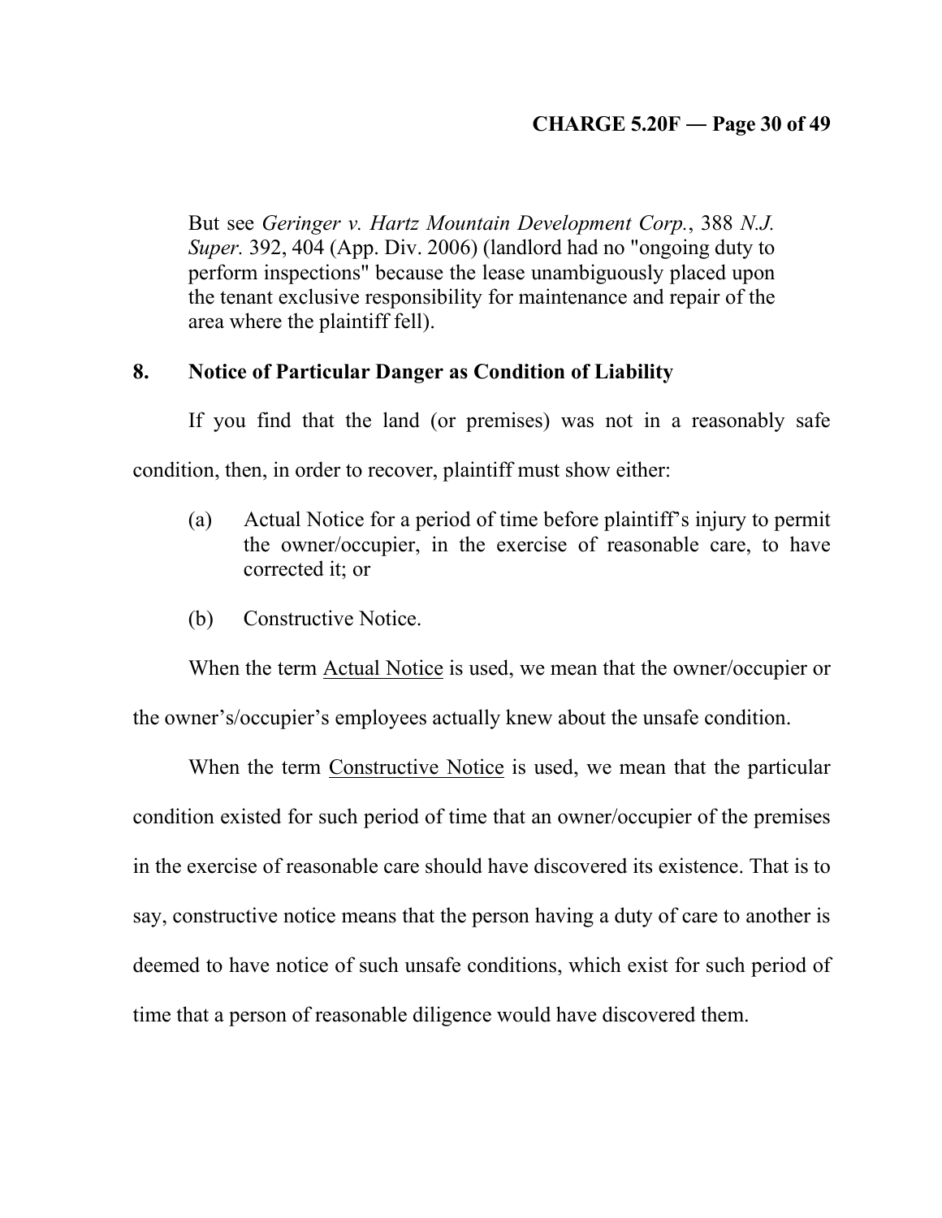But see *Geringer v. Hartz Mountain Development Corp.*, 388 *N.J. Super.* 392, 404 (App. Div. 2006) (landlord had no "ongoing duty to perform inspections" because the lease unambiguously placed upon the tenant exclusive responsibility for maintenance and repair of the area where the plaintiff fell).

## 8. Notice of Particular Danger as Condition of Liability

If you find that the land (or premises) was not in a reasonably safe condition, then, in order to recover, plaintiff must show either:

(a) Actual Notice for a period of time before plaintiff's injury to permit the owner/occupier, in the exercise of reasonable care, to have corrected it; or

(b) Constructive Notice.

When the term <u>Actual Notice</u> is used, we mean that the owner/occupier or the owner's/occupier's employees actually knew about the unsafe condition.

When the term <u>Constructive Notice</u> is used, we mean that the particular condition existed for such period of time that an owner/occupier of the premises in the exercise of reasonable care should have discovered its existence. That is to say, constructive notice means that the person having a duty of care to another is deemed to have notice of such unsafe conditions, which exist for such period of time that a person of reasonable diligence would have discovered them.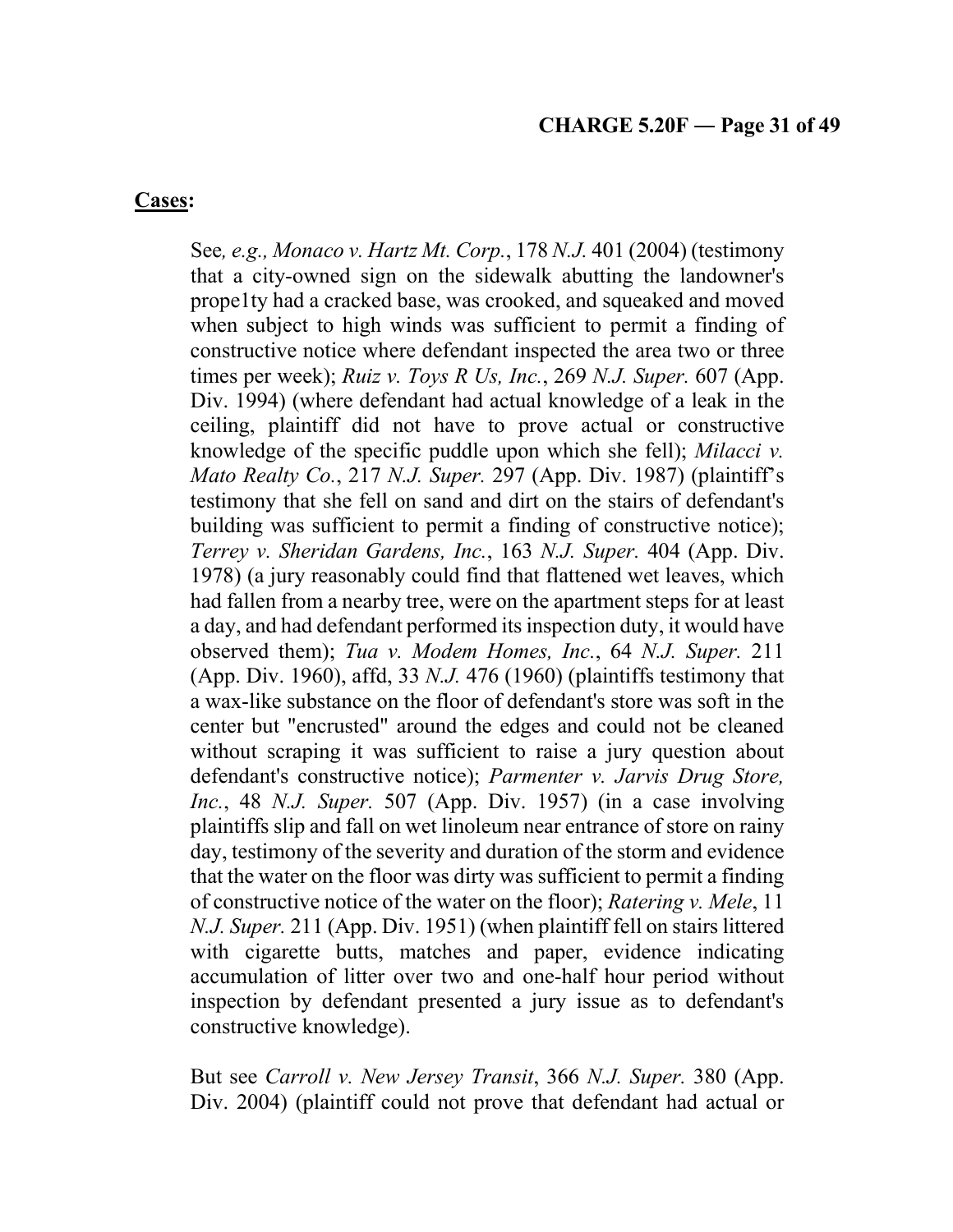**Cases:**

See*, e.g., Monaco v. Hartz Mt. Corp.*, 178 *N.J.* 401 (2004) (testimony that a city-owned sign on the sidewalk abutting the landowner's prope1ty had a cracked base, was crooked, and squeaked and moved when subject to high winds was sufficient to permit a finding of constructive notice where defendant inspected the area two or three times per week); *Ruiz v. Toys R Us, Inc.*, 269 *N.J. Super.* 607 (App. Div. 1994) (where defendant had actual knowledge of a leak in the ceiling, plaintiff did not have to prove actual or constructive knowledge of the specific puddle upon which she fell); *Milacci v. Mato Realty Co.*, 217 *N.J. Super.* 297 (App. Div. 1987) (plaintiff's testimony that she fell on sand and dirt on the stairs of defendant's building was sufficient to permit a finding of constructive notice); *Terrey v. Sheridan Gardens, Inc.*, 163 *N.J. Super.* 404 (App. Div. 1978) (a jury reasonably could find that flattened wet leaves, which had fallen from a nearby tree, were on the apartment steps for at least a day, and had defendant performed its inspection duty, it would have observed them); *Tua v. Modem Homes, Inc.*, 64 *N.J. Super.* 211 (App. Div. 1960), affd, 33 *N.J.* 476 (1960) (plaintiffs testimony that a wax-like substance on the floor of defendant's store was soft in the center but "encrusted" around the edges and could not be cleaned without scraping it was sufficient to raise a jury question about defendant's constructive notice); *Parmenter v. Jarvis Drug Store, Inc.*, 48 *N.J. Super.* 507 (App. Div. 1957) (in a case involving plaintiffs slip and fall on wet linoleum near entrance of store on rainy day, testimony of the severity and duration of the storm and evidence that the water on the floor was dirty was sufficient to permit a finding of constructive notice of the water on the floor); *Ratering v. Mele*, 11 *N.J. Super.* 211 (App. Div. 1951) (when plaintiff fell on stairs littered with cigarette butts, matches and paper, evidence indicating accumulation of litter over two and one-half hour period without inspection by defendant presented a jury issue as to defendant's constructive knowledge).

But see *Carroll v. New Jersey Transit*, 366 *N.J. Super.* 380 (App. Div. 2004) (plaintiff could not prove that defendant had actual or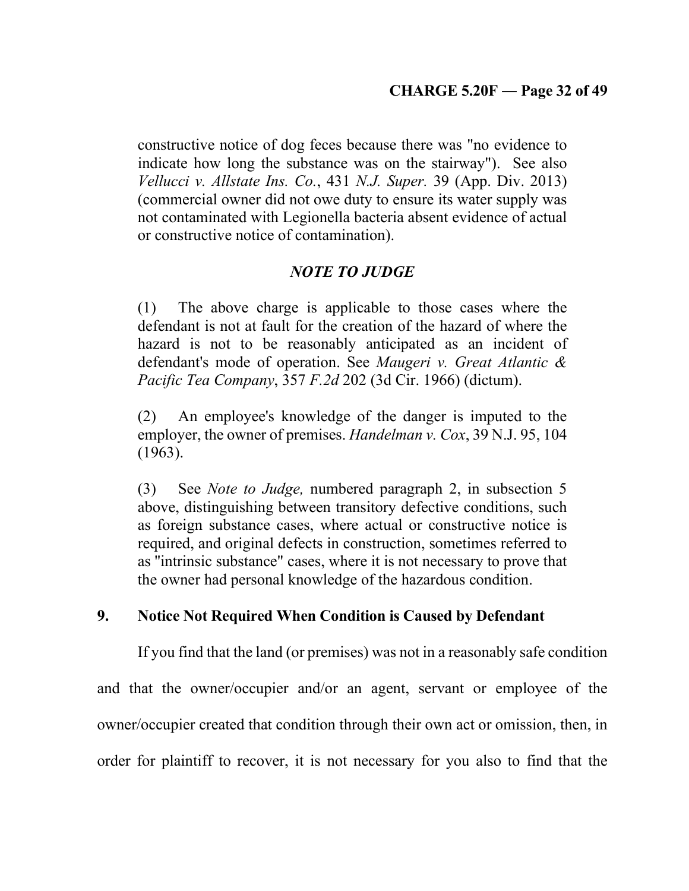constructive notice of dog feces because there was "no evidence to indicate how long the substance was on the stairway"). See also *Vellucci v. Allstate Ins. Co.*, 431 *N.J. Super.* 39 (App. Div. 2013) (commercial owner did not owe duty to ensure its water supply was not contaminated with Legionella bacteria absent evidence of actual or constructive notice of contamination).

### *NOTE TO JUDGE*

(1) The above charge is applicable to those cases where the defendant is not at fault for the creation of the hazard of where the hazard is not to be reasonably anticipated as an incident of defendant's mode of operation. See *Maugeri v. Great Atlantic & Pacific Tea Company*, 357 *F.2d* 202 (3d Cir. 1966) (dictum).

(2) An employee's knowledge of the danger is imputed to the employer, the owner of premises. *Handelman v. Cox*, 39 N.J. 95, 104 (1963).

(3) See *Note to Judge,* numbered paragraph 2, in subsection 5 above, distinguishing between transitory defective conditions, such as foreign substance cases, where actual or constructive notice is required, and original defects in construction, sometimes referred to as "intrinsic substance" cases, where it is not necessary to prove that the owner had personal knowledge of the hazardous condition.

## 9. Notice Not Required When Condition is Caused by Defendant

If you find that the land (or premises) was not in a reasonably safe condition and that the owner/occupier and/or an agent, servant or employee of the owner/occupier created that condition through their own act or omission, then, in order for plaintiff to recover, it is not necessary for you also to find that the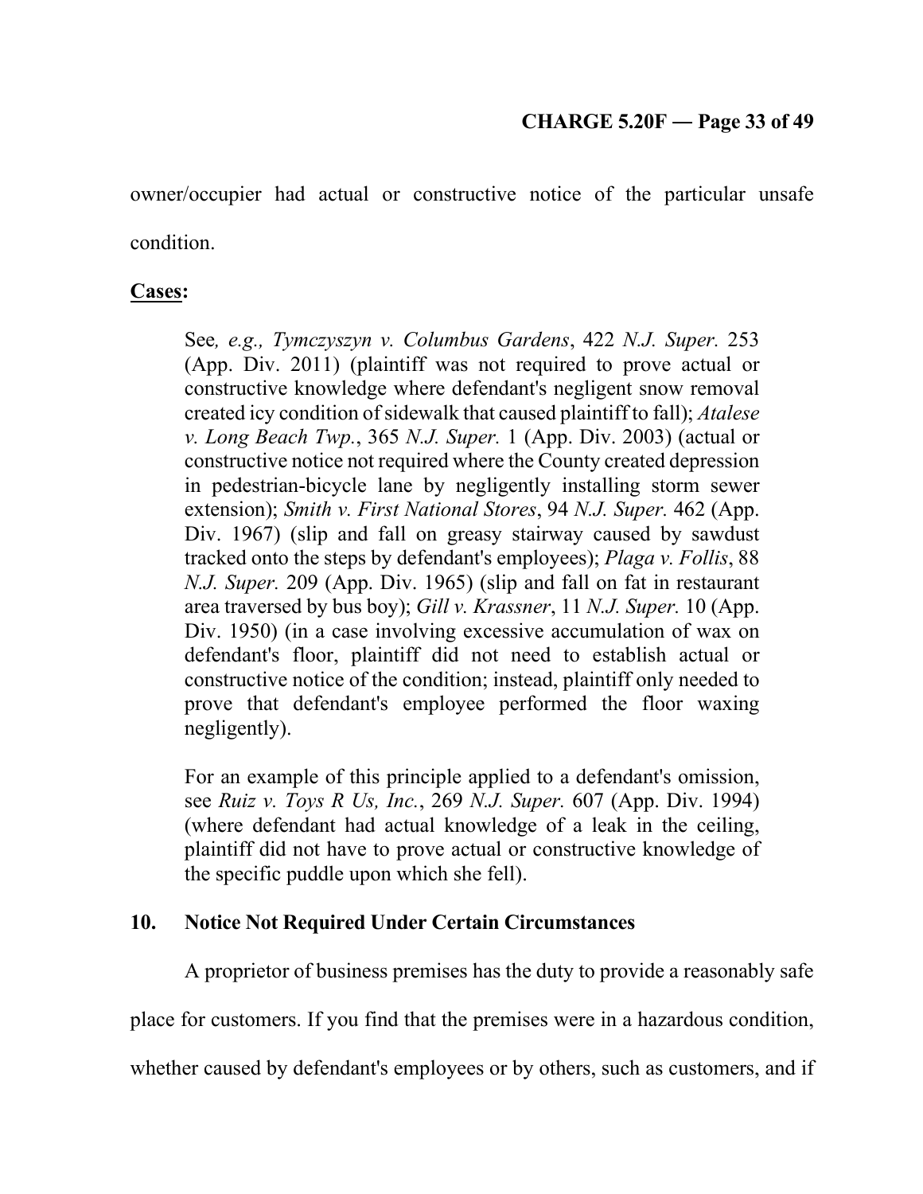owner/occupier had actual or constructive notice of the particular unsafe condition.

**Cases:**

> See*, e.g., Tymczyszyn v. Columbus Gardens*, 422 *N.J. Super.* 253 (App. Div. 2011) (plaintiff was not required to prove actual or constructive knowledge where defendant's negligent snow removal created icy condition of sidewalk that caused plaintiff to fall); *Atalese v. Long Beach Twp.*, 365 *N.J. Super.* 1 (App. Div. 2003) (actual or constructive notice not required where the County created depression in pedestrian-bicycle lane by negligently installing storm sewer extension); *Smith v. First National Stores*, 94 *N.J. Super.* 462 (App. Div. 1967) (slip and fall on greasy stairway caused by sawdust tracked onto the steps by defendant's employees); *Plaga v. Follis*, 88 *N.J. Super.* 209 (App. Div. 1965) (slip and fall on fat in restaurant area traversed by bus boy); *Gill v. Krassner*, 11 *N.J. Super.* 10 (App. Div. 1950) (in a case involving excessive accumulation of wax on defendant's floor, plaintiff did not need to establish actual or constructive notice of the condition; instead, plaintiff only needed to prove that defendant's employee performed the floor waxing negligently).
>
> For an example of this principle applied to a defendant's omission, see *Ruiz v. Toys R Us, Inc.*, 269 *N.J. Super.* 607 (App. Div. 1994) (where defendant had actual knowledge of a leak in the ceiling, plaintiff did not have to prove actual or constructive knowledge of the specific puddle upon which she fell).

### 10. Notice Not Required Under Certain Circumstances

A proprietor of business premises has the duty to provide a reasonably safe place for customers. If you find that the premises were in a hazardous condition, whether caused by defendant's employees or by others, such as customers, and if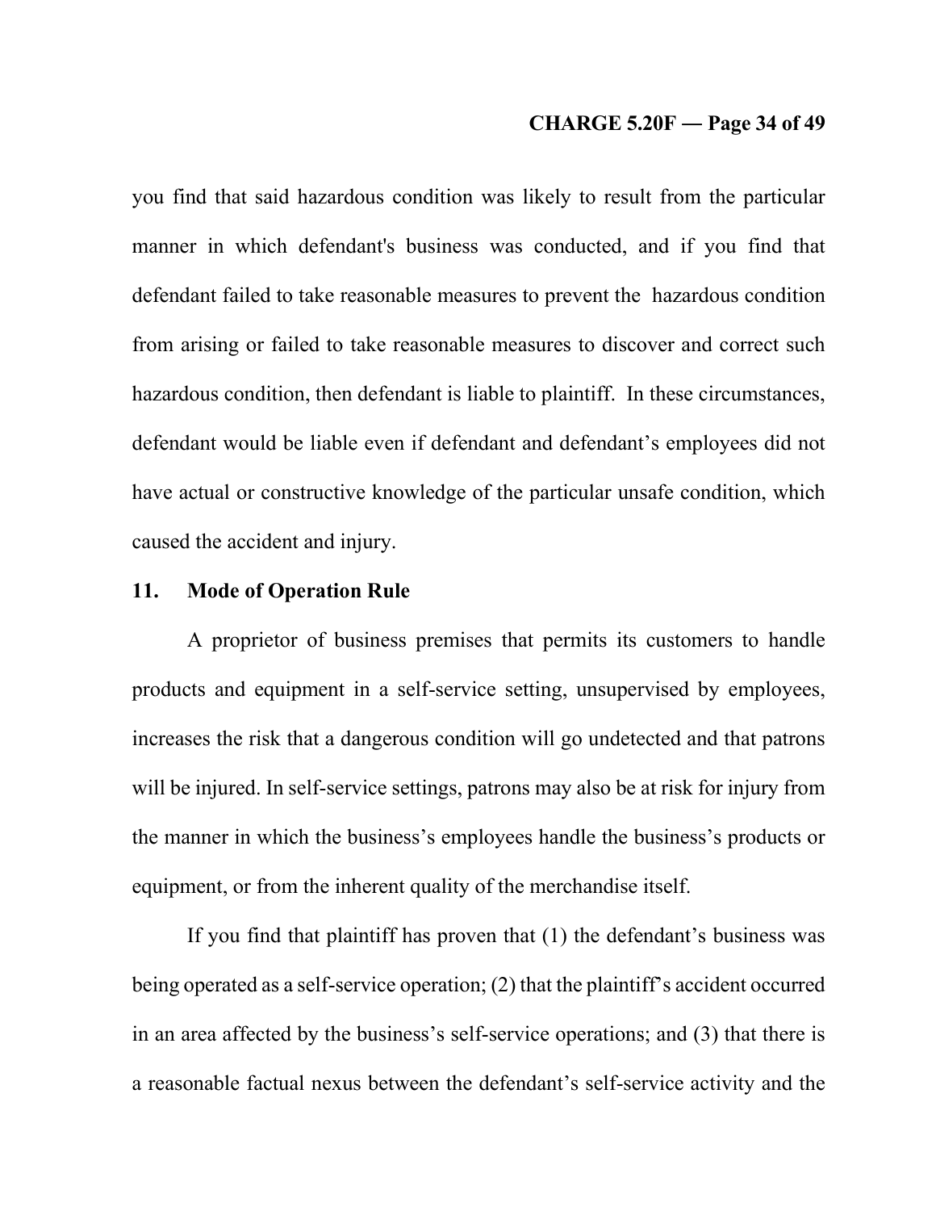you find that said hazardous condition was likely to result from the particular manner in which defendant's business was conducted, and if you find that defendant failed to take reasonable measures to prevent the hazardous condition from arising or failed to take reasonable measures to discover and correct such hazardous condition, then defendant is liable to plaintiff. In these circumstances, defendant would be liable even if defendant and defendant's employees did not have actual or constructive knowledge of the particular unsafe condition, which caused the accident and injury.

### 11. Mode of Operation Rule

A proprietor of business premises that permits its customers to handle products and equipment in a self-service setting, unsupervised by employees, increases the risk that a dangerous condition will go undetected and that patrons will be injured. In self-service settings, patrons may also be at risk for injury from the manner in which the business's employees handle the business's products or equipment, or from the inherent quality of the merchandise itself.

If you find that plaintiff has proven that (1) the defendant's business was being operated as a self-service operation; (2) that the plaintiff's accident occurred in an area affected by the business's self-service operations; and (3) that there is a reasonable factual nexus between the defendant's self-service activity and the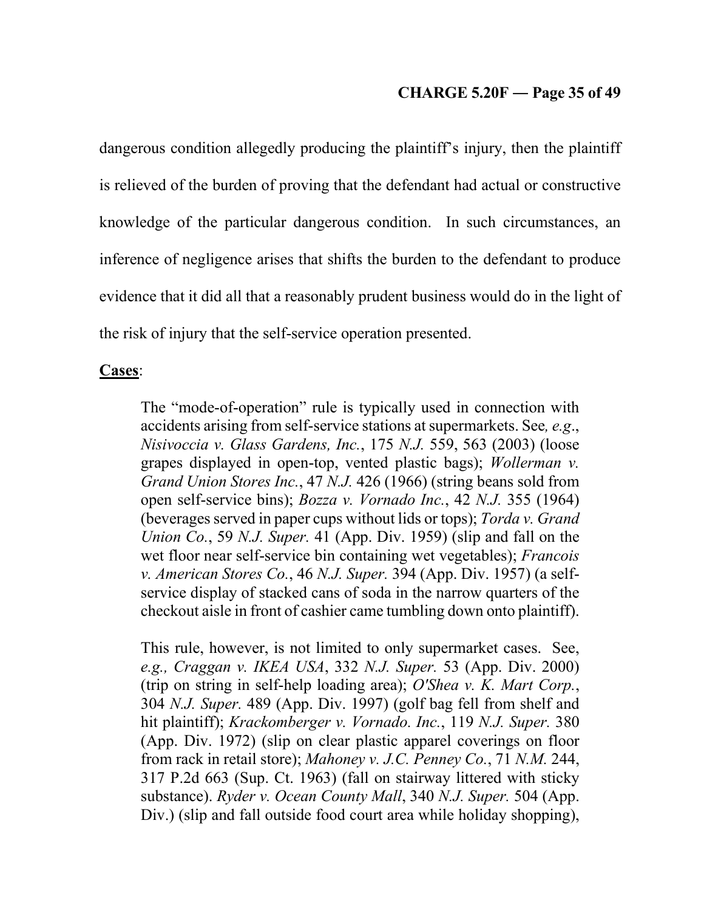dangerous condition allegedly producing the plaintiff's injury, then the plaintiff is relieved of the burden of proving that the defendant had actual or constructive knowledge of the particular dangerous condition. In such circumstances, an inference of negligence arises that shifts the burden to the defendant to produce evidence that it did all that a reasonably prudent business would do in the light of the risk of injury that the self-service operation presented.

**Cases**:

> The "mode-of-operation" rule is typically used in connection with accidents arising from self-service stations at supermarkets. See*, e.g*., *Nisivoccia v. Glass Gardens, Inc.*, 175 *N.J.* 559, 563 (2003) (loose grapes displayed in open-top, vented plastic bags); *Wollerman v. Grand Union Stores Inc.*, 47 *N.J.* 426 (1966) (string beans sold from open self-service bins); *Bozza v. Vornado Inc.*, 42 *N.J.* 355 (1964) (beverages served in paper cups without lids or tops); *Torda v. Grand Union Co.*, 59 *N.J. Super.* 41 (App. Div. 1959) (slip and fall on the wet floor near self-service bin containing wet vegetables); *Francois v. American Stores Co.*, 46 *N.J. Super.* 394 (App. Div. 1957) (a self-service display of stacked cans of soda in the narrow quarters of the checkout aisle in front of cashier came tumbling down onto plaintiff).
>
> This rule, however, is not limited to only supermarket cases. See, *e.g., Craggan v. IKEA USA*, 332 *N.J. Super.* 53 (App. Div. 2000) (trip on string in self-help loading area); *O'Shea v. K. Mart Corp.*, 304 *N.J. Super.* 489 (App. Div. 1997) (golf bag fell from shelf and hit plaintiff); *Krackomberger v. Vornado. Inc.*, 119 *N.J. Super.* 380 (App. Div. 1972) (slip on clear plastic apparel coverings on floor from rack in retail store); *Mahoney v. J.C. Penney Co.*, 71 *N.M.* 244, 317 P.2d 663 (Sup. Ct. 1963) (fall on stairway littered with sticky substance). *Ryder v. Ocean County Mall*, 340 *N.J. Super.* 504 (App. Div.) (slip and fall outside food court area while holiday shopping),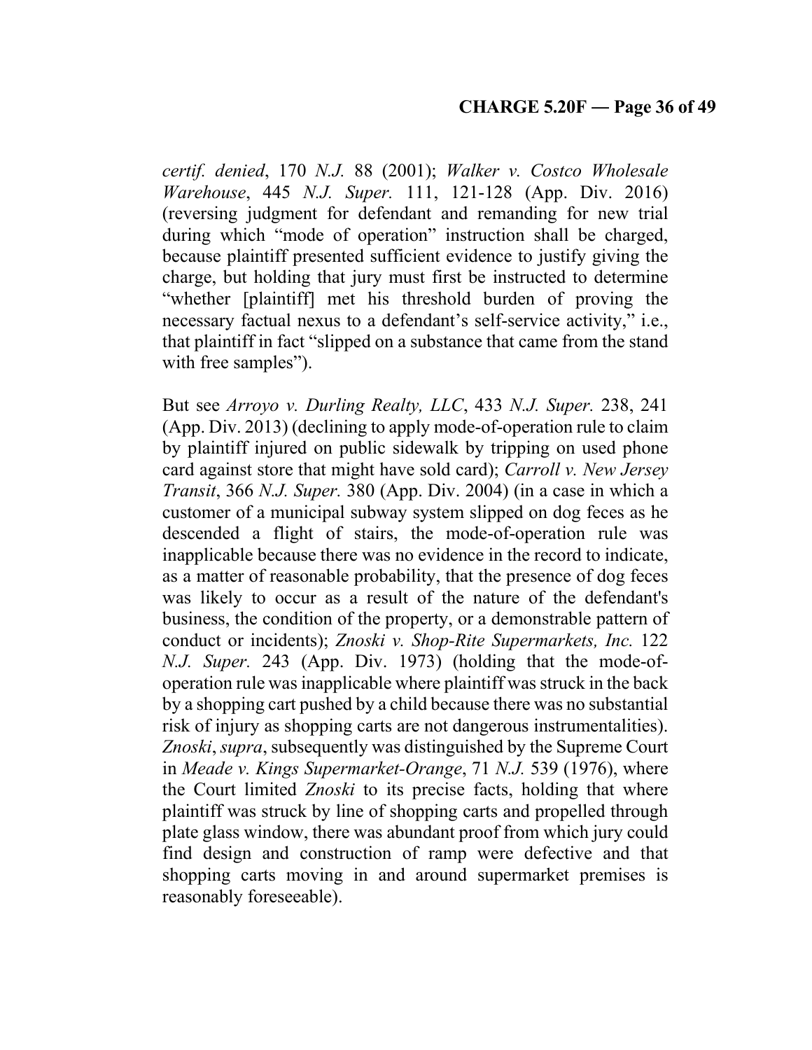*certif. denied*, 170 *N.J.* 88 (2001); *Walker v. Costco Wholesale Warehouse*, 445 *N.J. Super.* 111, 121-128 (App. Div. 2016) (reversing judgment for defendant and remanding for new trial during which "mode of operation" instruction shall be charged, because plaintiff presented sufficient evidence to justify giving the charge, but holding that jury must first be instructed to determine "whether [plaintiff] met his threshold burden of proving the necessary factual nexus to a defendant's self-service activity," i.e., that plaintiff in fact "slipped on a substance that came from the stand with free samples").

But see *Arroyo v. Durling Realty, LLC*, 433 *N.J. Super.* 238, 241 (App. Div. 2013) (declining to apply mode-of-operation rule to claim by plaintiff injured on public sidewalk by tripping on used phone card against store that might have sold card); *Carroll v. New Jersey Transit*, 366 *N.J. Super.* 380 (App. Div. 2004) (in a case in which a customer of a municipal subway system slipped on dog feces as he descended a flight of stairs, the mode-of-operation rule was inapplicable because there was no evidence in the record to indicate, as a matter of reasonable probability, that the presence of dog feces was likely to occur as a result of the nature of the defendant's business, the condition of the property, or a demonstrable pattern of conduct or incidents); *Znoski v. Shop-Rite Supermarkets, Inc.* 122 *N.J. Super.* 243 (App. Div. 1973) (holding that the mode-of-operation rule was inapplicable where plaintiff was struck in the back by a shopping cart pushed by a child because there was no substantial risk of injury as shopping carts are not dangerous instrumentalities). *Znoski*, *supra*, subsequently was distinguished by the Supreme Court in *Meade v. Kings Supermarket-Orange*, 71 *N.J.* 539 (1976), where the Court limited *Znoski* to its precise facts, holding that where plaintiff was struck by line of shopping carts and propelled through plate glass window, there was abundant proof from which jury could find design and construction of ramp were defective and that shopping carts moving in and around supermarket premises is reasonably foreseeable).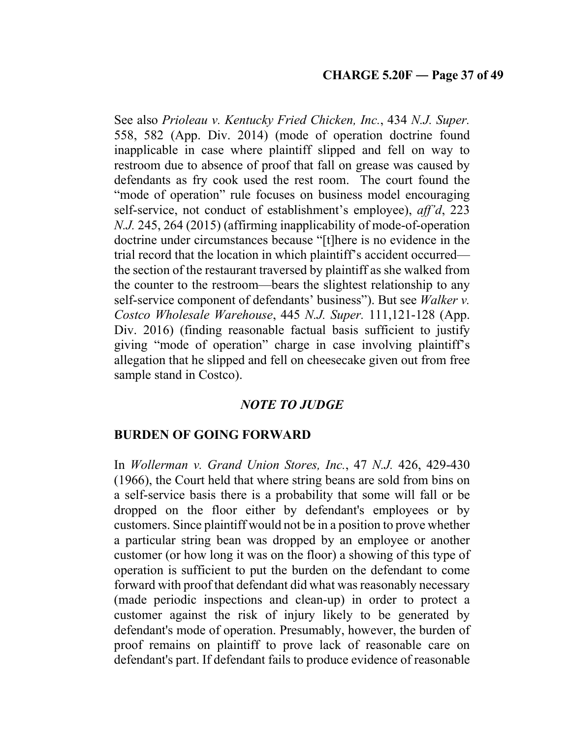See also *Prioleau v. Kentucky Fried Chicken, Inc.*, 434 *N.J. Super.* 558, 582 (App. Div. 2014) (mode of operation doctrine found inapplicable in case where plaintiff slipped and fell on way to restroom due to absence of proof that fall on grease was caused by defendants as fry cook used the rest room. The court found the "mode of operation" rule focuses on business model encouraging self-service, not conduct of establishment's employee), *aff'd*, 223 *N.J.* 245, 264 (2015) (affirming inapplicability of mode-of-operation doctrine under circumstances because "[t]here is no evidence in the trial record that the location in which plaintiff's accident occurred—the section of the restaurant traversed by plaintiff as she walked from the counter to the restroom—bears the slightest relationship to any self-service component of defendants' business"). But see *Walker v. Costco Wholesale Warehouse*, 445 *N.J. Super.* 111,121-128 (App. Div. 2016) (finding reasonable factual basis sufficient to justify giving "mode of operation" charge in case involving plaintiff's allegation that he slipped and fell on cheesecake given out from free sample stand in Costco).

### *NOTE TO JUDGE*

**BURDEN OF GOING FORWARD**

In *Wollerman v. Grand Union Stores, Inc.*, 47 *N.J.* 426, 429-430 (1966), the Court held that where string beans are sold from bins on a self-service basis there is a probability that some will fall or be dropped on the floor either by defendant's employees or by customers. Since plaintiff would not be in a position to prove whether a particular string bean was dropped by an employee or another customer (or how long it was on the floor) a showing of this type of operation is sufficient to put the burden on the defendant to come forward with proof that defendant did what was reasonably necessary (made periodic inspections and clean-up) in order to protect a customer against the risk of injury likely to be generated by defendant's mode of operation. Presumably, however, the burden of proof remains on plaintiff to prove lack of reasonable care on defendant's part. If defendant fails to produce evidence of reasonable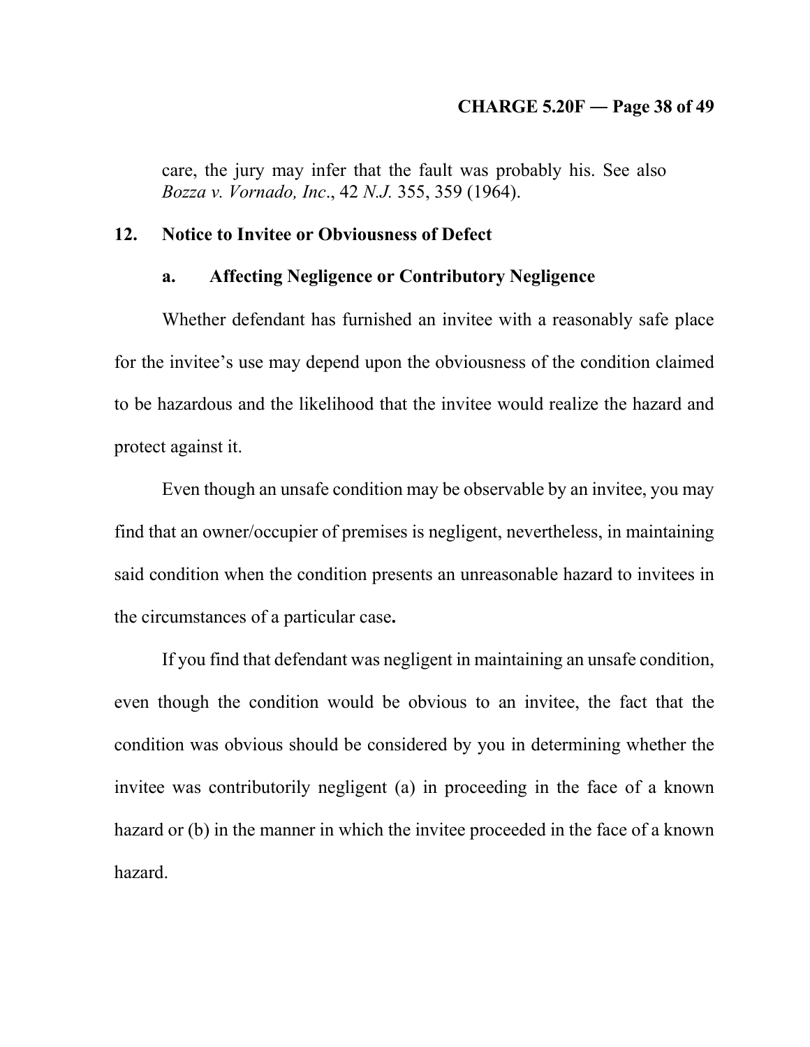care, the jury may infer that the fault was probably his. See also *Bozza v. Vornado, Inc*., 42 *N.J.* 355, 359 (1964).

## 12. Notice to Invitee or Obviousness of Defect

### a. Affecting Negligence or Contributory Negligence

Whether defendant has furnished an invitee with a reasonably safe place for the invitee's use may depend upon the obviousness of the condition claimed to be hazardous and the likelihood that the invitee would realize the hazard and protect against it.

Even though an unsafe condition may be observable by an invitee, you may find that an owner/occupier of premises is negligent, nevertheless, in maintaining said condition when the condition presents an unreasonable hazard to invitees in the circumstances of a particular case.

If you find that defendant was negligent in maintaining an unsafe condition, even though the condition would be obvious to an invitee, the fact that the condition was obvious should be considered by you in determining whether the invitee was contributorily negligent (a) in proceeding in the face of a known hazard or (b) in the manner in which the invitee proceeded in the face of a known hazard.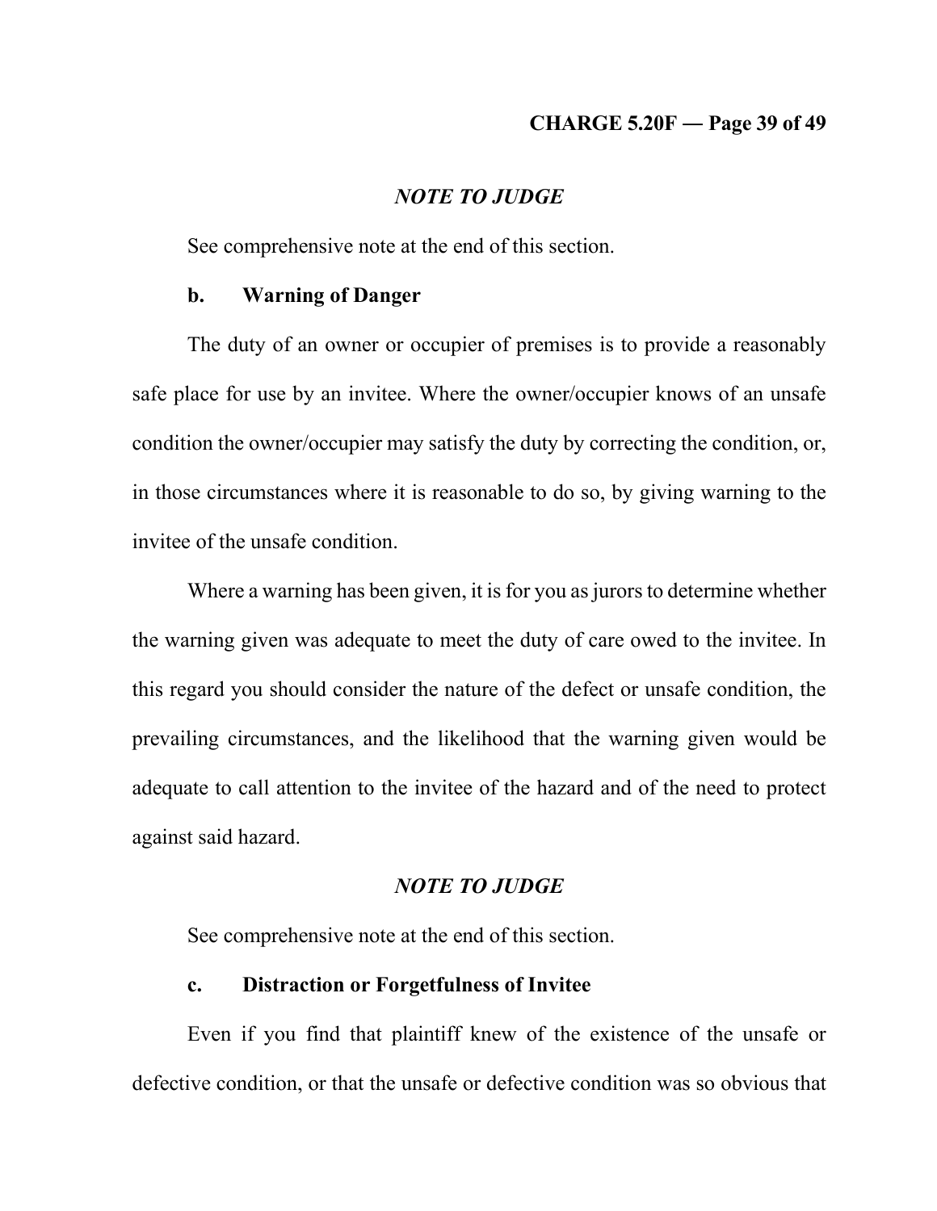*NOTE TO JUDGE*

See comprehensive note at the end of this section.

**b. Warning of Danger**

The duty of an owner or occupier of premises is to provide a reasonably safe place for use by an invitee. Where the owner/occupier knows of an unsafe condition the owner/occupier may satisfy the duty by correcting the condition, or, in those circumstances where it is reasonable to do so, by giving warning to the invitee of the unsafe condition.

Where a warning has been given, it is for you as jurors to determine whether the warning given was adequate to meet the duty of care owed to the invitee. In this regard you should consider the nature of the defect or unsafe condition, the prevailing circumstances, and the likelihood that the warning given would be adequate to call attention to the invitee of the hazard and of the need to protect against said hazard.

*NOTE TO JUDGE*

See comprehensive note at the end of this section.

**c. Distraction or Forgetfulness of Invitee**

Even if you find that plaintiff knew of the existence of the unsafe or defective condition, or that the unsafe or defective condition was so obvious that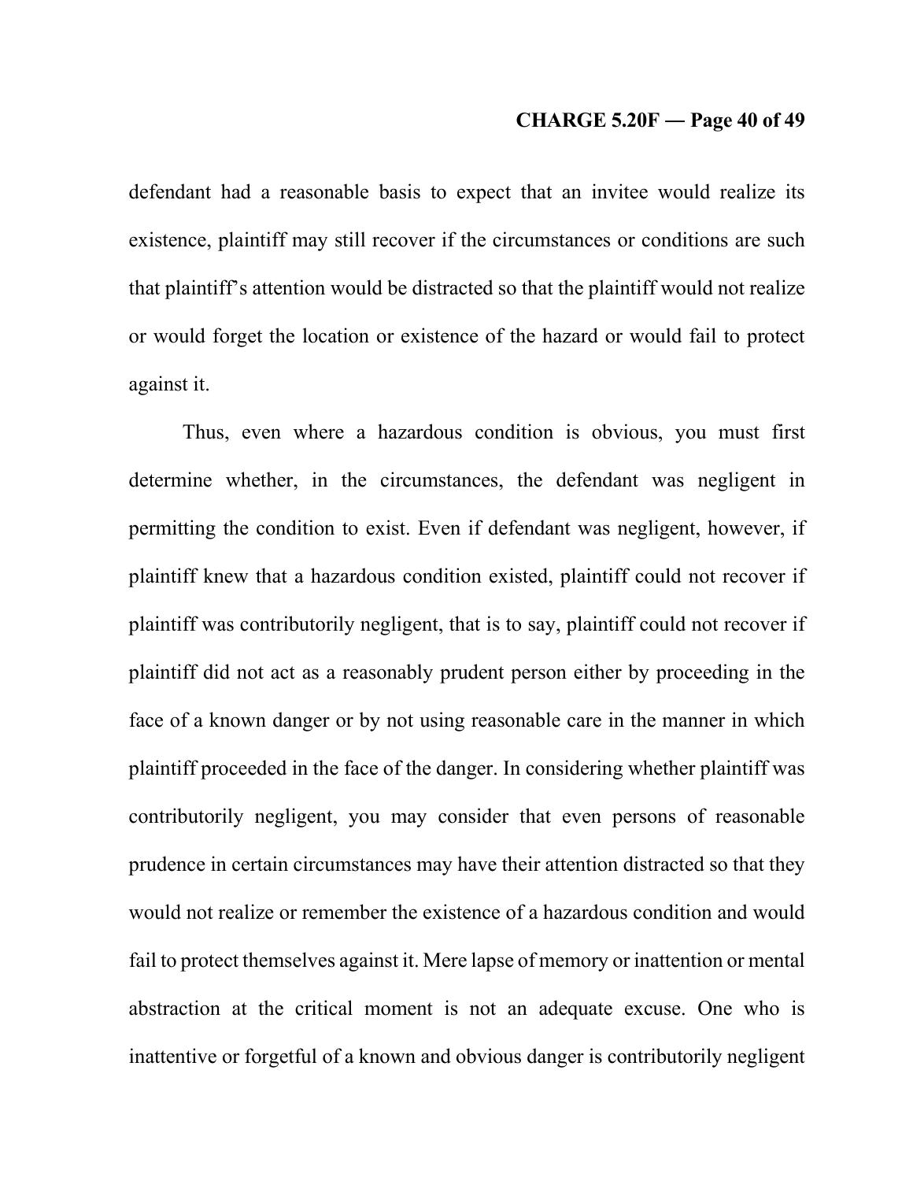defendant had a reasonable basis to expect that an invitee would realize its existence, plaintiff may still recover if the circumstances or conditions are such that plaintiff's attention would be distracted so that the plaintiff would not realize or would forget the location or existence of the hazard or would fail to protect against it.

Thus, even where a hazardous condition is obvious, you must first determine whether, in the circumstances, the defendant was negligent in permitting the condition to exist. Even if defendant was negligent, however, if plaintiff knew that a hazardous condition existed, plaintiff could not recover if plaintiff was contributorily negligent, that is to say, plaintiff could not recover if plaintiff did not act as a reasonably prudent person either by proceeding in the face of a known danger or by not using reasonable care in the manner in which plaintiff proceeded in the face of the danger. In considering whether plaintiff was contributorily negligent, you may consider that even persons of reasonable prudence in certain circumstances may have their attention distracted so that they would not realize or remember the existence of a hazardous condition and would fail to protect themselves against it. Mere lapse of memory or inattention or mental abstraction at the critical moment is not an adequate excuse. One who is inattentive or forgetful of a known and obvious danger is contributorily negligent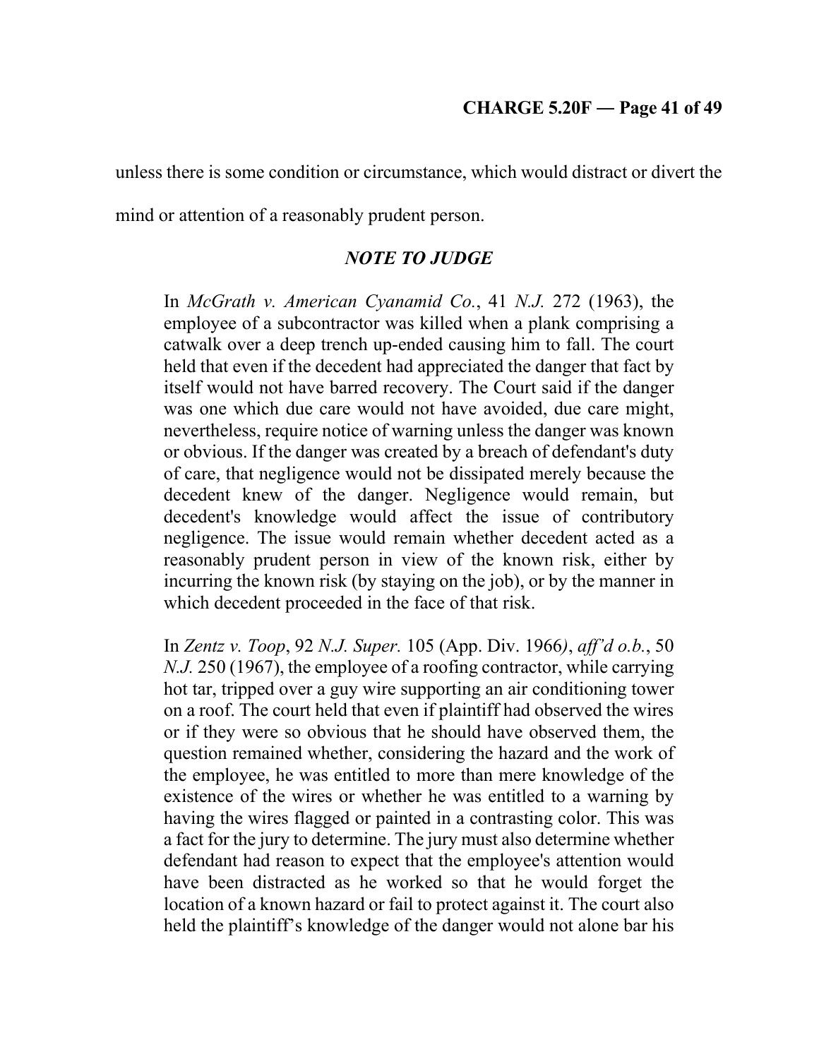unless there is some condition or circumstance, which would distract or divert the mind or attention of a reasonably prudent person.

### *NOTE TO JUDGE*

> In *McGrath v. American Cyanamid Co.*, 41 *N.J.* 272 (1963), the employee of a subcontractor was killed when a plank comprising a catwalk over a deep trench up-ended causing him to fall. The court held that even if the decedent had appreciated the danger that fact by itself would not have barred recovery. The Court said if the danger was one which due care would not have avoided, due care might, nevertheless, require notice of warning unless the danger was known or obvious. If the danger was created by a breach of defendant's duty of care, that negligence would not be dissipated merely because the decedent knew of the danger. Negligence would remain, but decedent's knowledge would affect the issue of contributory negligence. The issue would remain whether decedent acted as a reasonably prudent person in view of the known risk, either by incurring the known risk (by staying on the job), or by the manner in which decedent proceeded in the face of that risk.
>
> In *Zentz v. Toop*, 92 *N.J. Super.* 105 (App. Div. 1966), *aff'd o.b.*, 50 *N.J.* 250 (1967), the employee of a roofing contractor, while carrying hot tar, tripped over a guy wire supporting an air conditioning tower on a roof. The court held that even if plaintiff had observed the wires or if they were so obvious that he should have observed them, the question remained whether, considering the hazard and the work of the employee, he was entitled to more than mere knowledge of the existence of the wires or whether he was entitled to a warning by having the wires flagged or painted in a contrasting color. This was a fact for the jury to determine. The jury must also determine whether defendant had reason to expect that the employee's attention would have been distracted as he worked so that he would forget the location of a known hazard or fail to protect against it. The court also held the plaintiff's knowledge of the danger would not alone bar his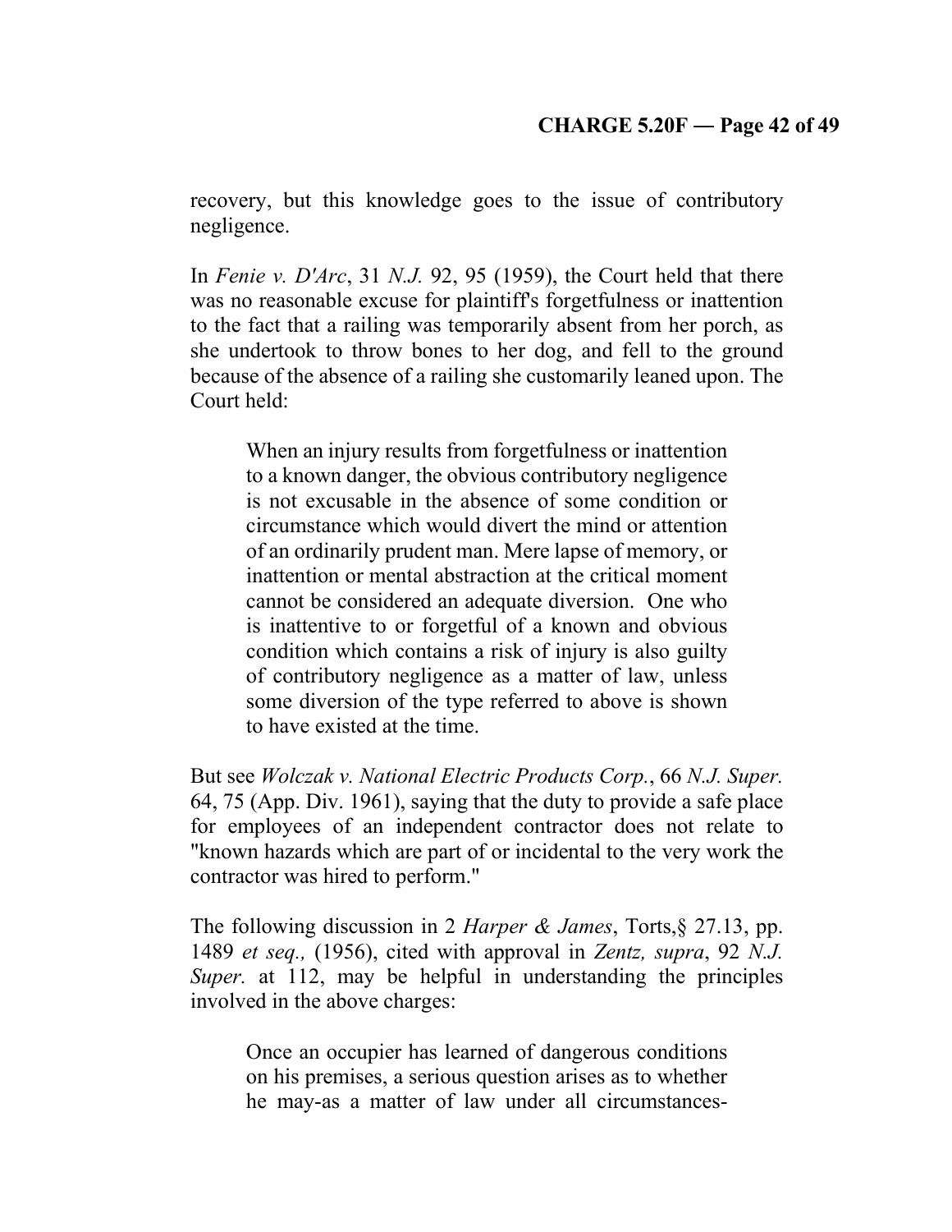recovery, but this knowledge goes to the issue of contributory negligence.

In *Fenie v. D'Arc*, 31 *N.J.* 92, 95 (1959), the Court held that there was no reasonable excuse for plaintiff's forgetfulness or inattention to the fact that a railing was temporarily absent from her porch, as she undertook to throw bones to her dog, and fell to the ground because of the absence of a railing she customarily leaned upon. The Court held:

> When an injury results from forgetfulness or inattention to a known danger, the obvious contributory negligence is not excusable in the absence of some condition or circumstance which would divert the mind or attention of an ordinarily prudent man. Mere lapse of memory, or inattention or mental abstraction at the critical moment cannot be considered an adequate diversion. One who is inattentive to or forgetful of a known and obvious condition which contains a risk of injury is also guilty of contributory negligence as a matter of law, unless some diversion of the type referred to above is shown to have existed at the time.

But see *Wolczak v. National Electric Products Corp.*, 66 *N.J. Super.* 64, 75 (App. Div. 1961), saying that the duty to provide a safe place for employees of an independent contractor does not relate to "known hazards which are part of or incidental to the very work the contractor was hired to perform."

The following discussion in 2 *Harper & James*, Torts,§ 27.13, pp. 1489 *et seq.,* (1956), cited with approval in *Zentz, supra*, 92 *N.J. Super.* at 112, may be helpful in understanding the principles involved in the above charges:

> Once an occupier has learned of dangerous conditions on his premises, a serious question arises as to whether he may-as a matter of law under all circumstances-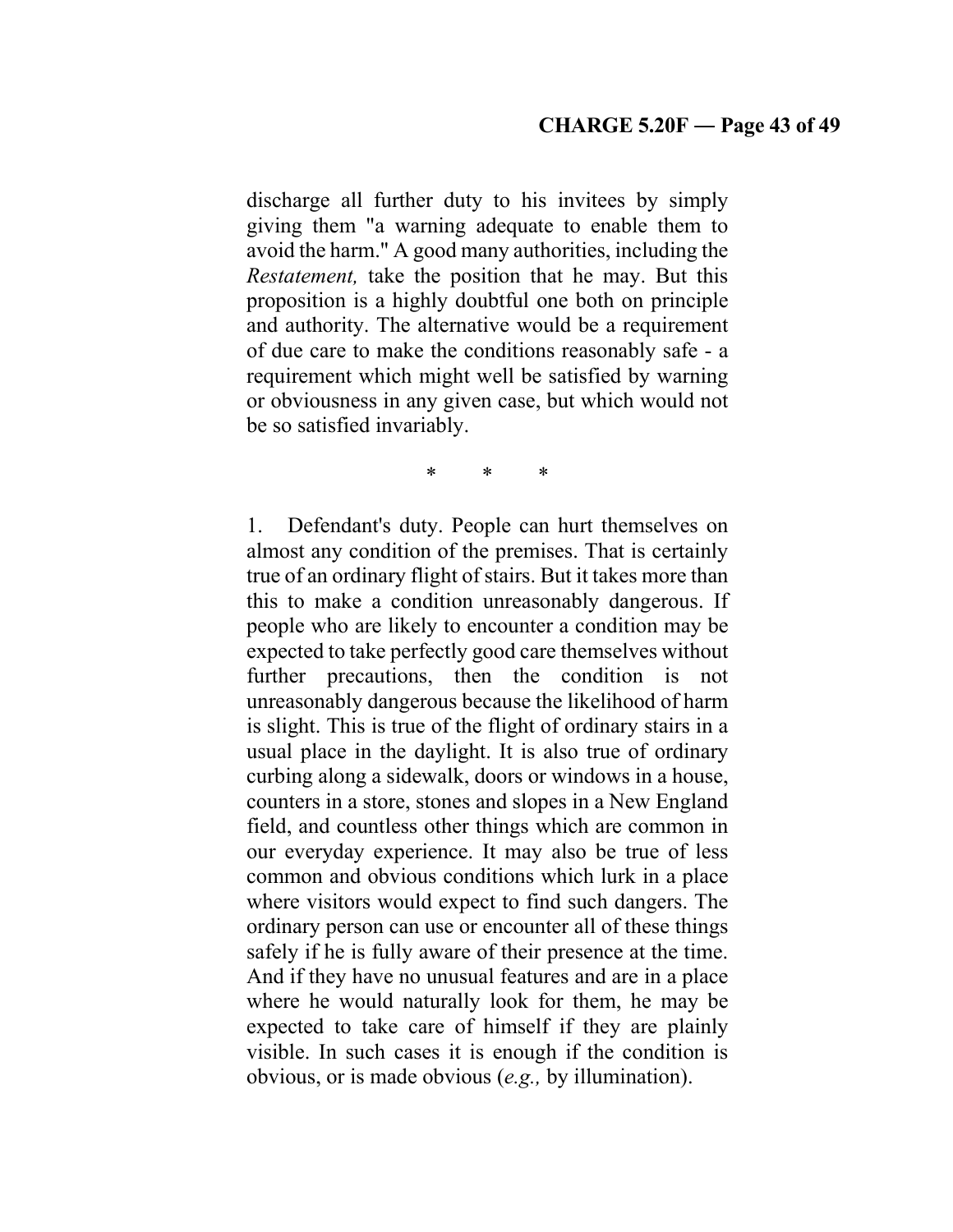discharge all further duty to his invitees by simply giving them "a warning adequate to enable them to avoid the harm." A good many authorities, including the *Restatement,* take the position that he may. But this proposition is a highly doubtful one both on principle and authority. The alternative would be a requirement of due care to make the conditions reasonably safe - a requirement which might well be satisfied by warning or obviousness in any given case, but which would not be so satisfied invariably.

\* \* \*

1. Defendant's duty. People can hurt themselves on almost any condition of the premises. That is certainly true of an ordinary flight of stairs. But it takes more than this to make a condition unreasonably dangerous. If people who are likely to encounter a condition may be expected to take perfectly good care themselves without further precautions, then the condition is not unreasonably dangerous because the likelihood of harm is slight. This is true of the flight of ordinary stairs in a usual place in the daylight. It is also true of ordinary curbing along a sidewalk, doors or windows in a house, counters in a store, stones and slopes in a New England field, and countless other things which are common in our everyday experience. It may also be true of less common and obvious conditions which lurk in a place where visitors would expect to find such dangers. The ordinary person can use or encounter all of these things safely if he is fully aware of their presence at the time. And if they have no unusual features and are in a place where he would naturally look for them, he may be expected to take care of himself if they are plainly visible. In such cases it is enough if the condition is obvious, or is made obvious (*e.g.,* by illumination).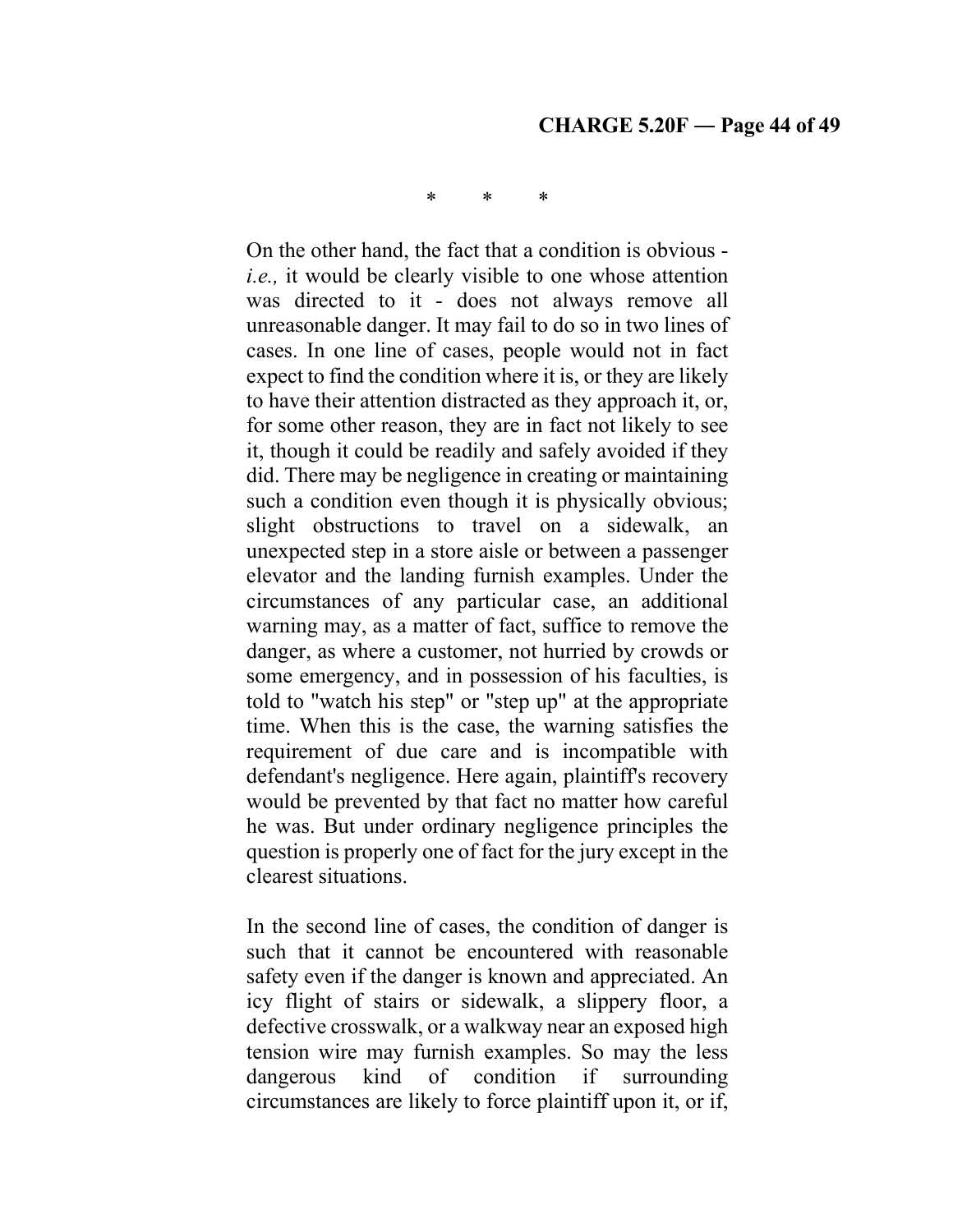\*        \*        \*

On the other hand, the fact that a condition is obvious - *i.e.,* it would be clearly visible to one whose attention was directed to it - does not always remove all unreasonable danger. It may fail to do so in two lines of cases. In one line of cases, people would not in fact expect to find the condition where it is, or they are likely to have their attention distracted as they approach it, or, for some other reason, they are in fact not likely to see it, though it could be readily and safely avoided if they did. There may be negligence in creating or maintaining such a condition even though it is physically obvious; slight obstructions to travel on a sidewalk, an unexpected step in a store aisle or between a passenger elevator and the landing furnish examples. Under the circumstances of any particular case, an additional warning may, as a matter of fact, suffice to remove the danger, as where a customer, not hurried by crowds or some emergency, and in possession of his faculties, is told to "watch his step" or "step up" at the appropriate time. When this is the case, the warning satisfies the requirement of due care and is incompatible with defendant's negligence. Here again, plaintiff's recovery would be prevented by that fact no matter how careful he was. But under ordinary negligence principles the question is properly one of fact for the jury except in the clearest situations.

In the second line of cases, the condition of danger is such that it cannot be encountered with reasonable safety even if the danger is known and appreciated. An icy flight of stairs or sidewalk, a slippery floor, a defective crosswalk, or a walkway near an exposed high tension wire may furnish examples. So may the less dangerous kind of condition if surrounding circumstances are likely to force plaintiff upon it, or if,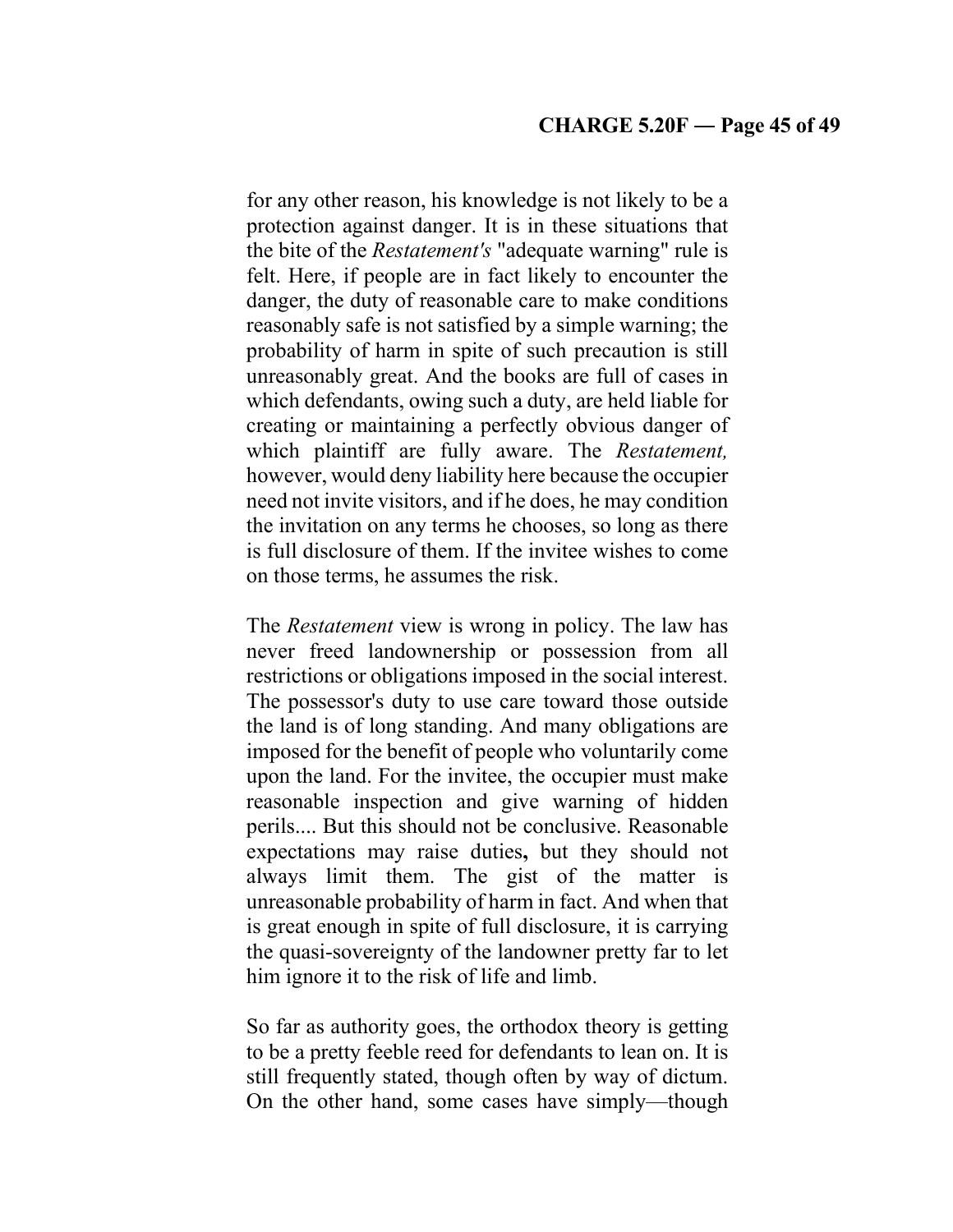for any other reason, his knowledge is not likely to be a protection against danger. It is in these situations that the bite of the *Restatement's* "adequate warning" rule is felt. Here, if people are in fact likely to encounter the danger, the duty of reasonable care to make conditions reasonably safe is not satisfied by a simple warning; the probability of harm in spite of such precaution is still unreasonably great. And the books are full of cases in which defendants, owing such a duty, are held liable for creating or maintaining a perfectly obvious danger of which plaintiff are fully aware. The *Restatement,* however, would deny liability here because the occupier need not invite visitors, and if he does, he may condition the invitation on any terms he chooses, so long as there is full disclosure of them. If the invitee wishes to come on those terms, he assumes the risk.

The *Restatement* view is wrong in policy. The law has never freed landownership or possession from all restrictions or obligations imposed in the social interest. The possessor's duty to use care toward those outside the land is of long standing. And many obligations are imposed for the benefit of people who voluntarily come upon the land. For the invitee, the occupier must make reasonable inspection and give warning of hidden perils.... But this should not be conclusive. Reasonable expectations may raise duties**,** but they should not always limit them. The gist of the matter is unreasonable probability of harm in fact. And when that is great enough in spite of full disclosure, it is carrying the quasi-sovereignty of the landowner pretty far to let him ignore it to the risk of life and limb.

So far as authority goes, the orthodox theory is getting to be a pretty feeble reed for defendants to lean on. It is still frequently stated, though often by way of dictum. On the other hand, some cases have simply—though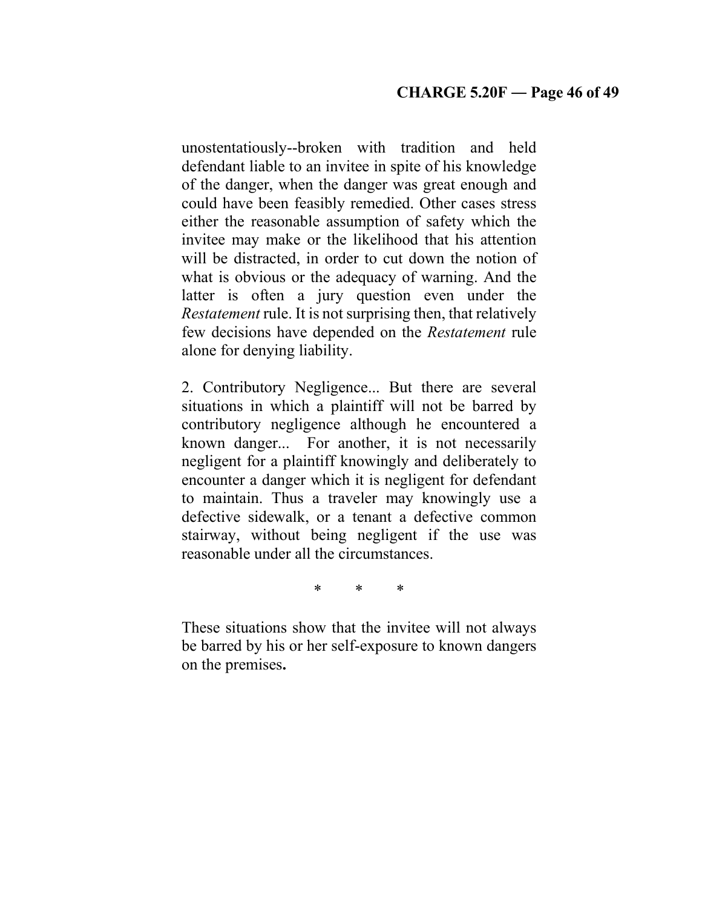unostentatiously--broken with tradition and held defendant liable to an invitee in spite of his knowledge of the danger, when the danger was great enough and could have been feasibly remedied. Other cases stress either the reasonable assumption of safety which the invitee may make or the likelihood that his attention will be distracted, in order to cut down the notion of what is obvious or the adequacy of warning. And the latter is often a jury question even under the *Restatement* rule. It is not surprising then, that relatively few decisions have depended on the *Restatement* rule alone for denying liability.

2. Contributory Negligence... But there are several situations in which a plaintiff will not be barred by contributory negligence although he encountered a known danger... For another, it is not necessarily negligent for a plaintiff knowingly and deliberately to encounter a danger which it is negligent for defendant to maintain. Thus a traveler may knowingly use a defective sidewalk, or a tenant a defective common stairway, without being negligent if the use was reasonable under all the circumstances.

\* \* \*

These situations show that the invitee will not always be barred by his or her self-exposure to known dangers on the premises**.**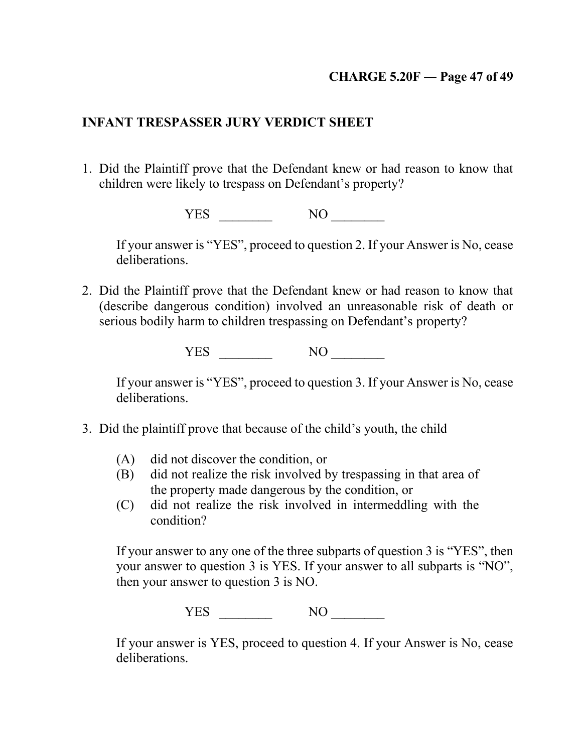## INFANT TRESPASSER JURY VERDICT SHEET

1. Did the Plaintiff prove that the Defendant knew or had reason to know that children were likely to trespass on Defendant's property?

   YES ________ NO ________

   If your answer is "YES", proceed to question 2. If your Answer is No, cease deliberations.

2. Did the Plaintiff prove that the Defendant knew or had reason to know that (describe dangerous condition) involved an unreasonable risk of death or serious bodily harm to children trespassing on Defendant's property?

   YES ________ NO ________

   If your answer is "YES", proceed to question 3. If your Answer is No, cease deliberations.

3. Did the plaintiff prove that because of the child's youth, the child

   (A) did not discover the condition, or
   (B) did not realize the risk involved by trespassing in that area of the property made dangerous by the condition, or
   (C) did not realize the risk involved in intermeddling with the condition?

   If your answer to any one of the three subparts of question 3 is "YES", then your answer to question 3 is YES. If your answer to all subparts is "NO", then your answer to question 3 is NO.

   YES ________ NO ________

   If your answer is YES, proceed to question 4. If your Answer is No, cease deliberations.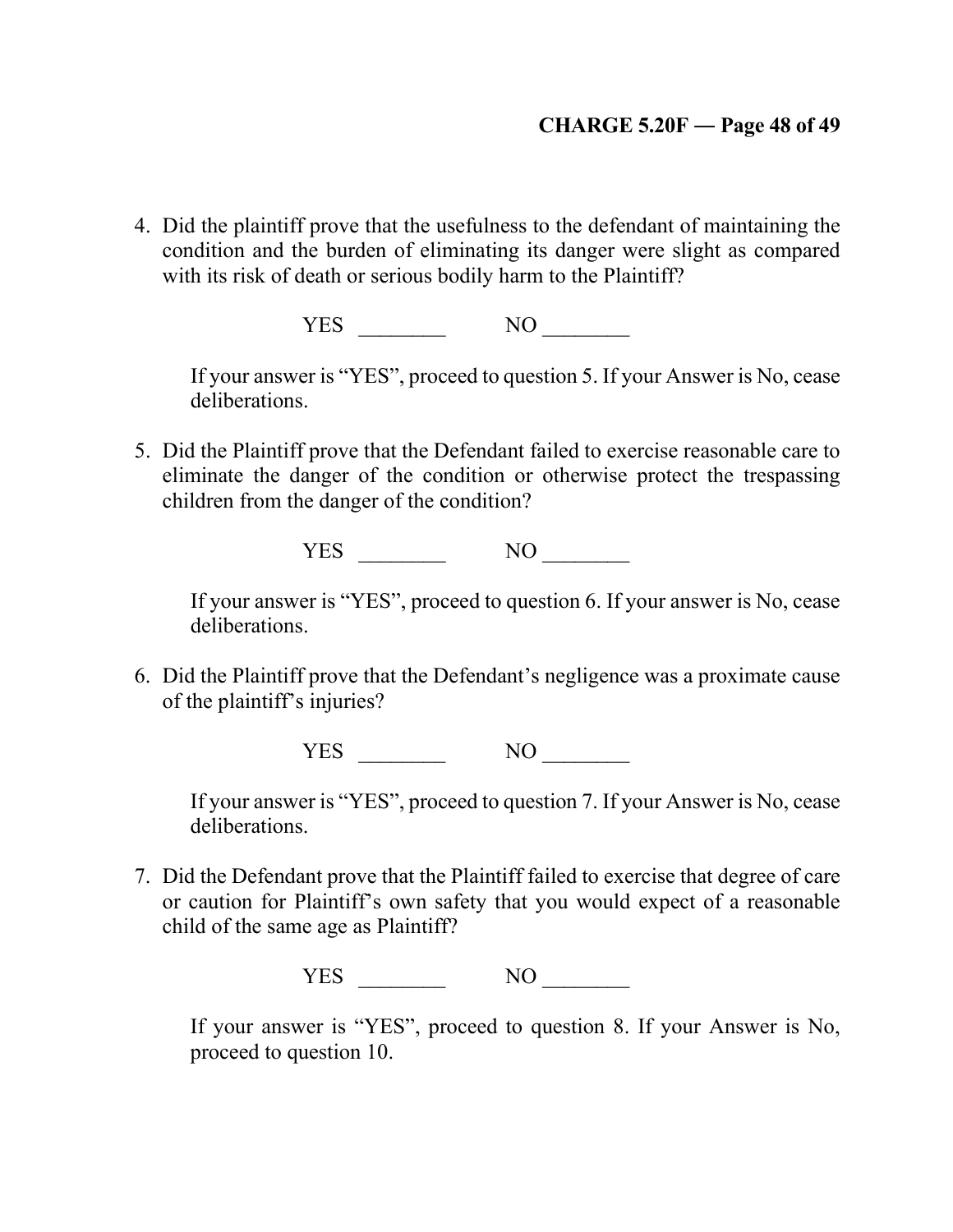4. Did the plaintiff prove that the usefulness to the defendant of maintaining the condition and the burden of eliminating its danger were slight as compared with its risk of death or serious bodily harm to the Plaintiff?

   YES ________ NO ________

   If your answer is "YES", proceed to question 5. If your Answer is No, cease deliberations.

5. Did the Plaintiff prove that the Defendant failed to exercise reasonable care to eliminate the danger of the condition or otherwise protect the trespassing children from the danger of the condition?

   YES ________ NO ________

   If your answer is "YES", proceed to question 6. If your answer is No, cease deliberations.

6. Did the Plaintiff prove that the Defendant's negligence was a proximate cause of the plaintiff's injuries?

   YES ________ NO ________

   If your answer is "YES", proceed to question 7. If your Answer is No, cease deliberations.

7. Did the Defendant prove that the Plaintiff failed to exercise that degree of care or caution for Plaintiff's own safety that you would expect of a reasonable child of the same age as Plaintiff?

   YES ________ NO ________

   If your answer is "YES", proceed to question 8. If your Answer is No, proceed to question 10.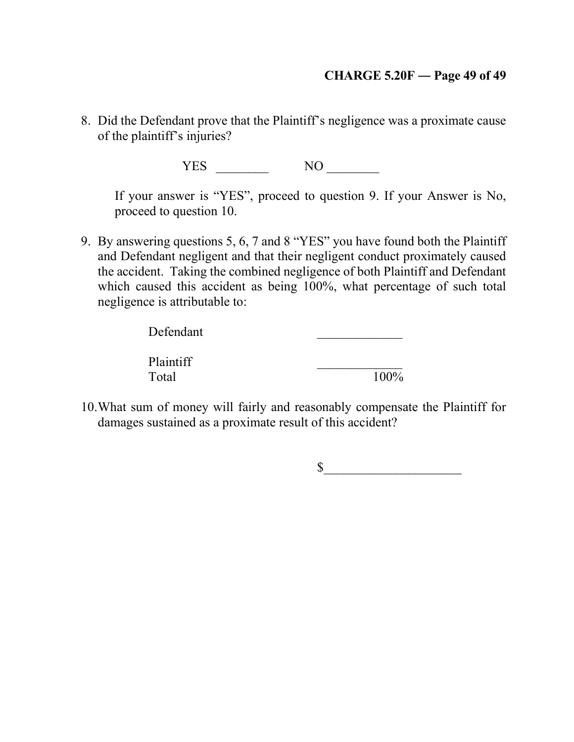8. Did the Defendant prove that the Plaintiff's negligence was a proximate cause of the plaintiff's injuries?

   YES ________ NO ________

   If your answer is "YES", proceed to question 9. If your Answer is No, proceed to question 10.

9. By answering questions 5, 6, 7 and 8 "YES" you have found both the Plaintiff and Defendant negligent and that their negligent conduct proximately caused the accident. Taking the combined negligence of both Plaintiff and Defendant which caused this accident as being 100%, what percentage of such total negligence is attributable to:

| | |
|---|---|
| Defendant | _____________ |
| Plaintiff | _____________ |
| Total | 100% |

10. What sum of money will fairly and reasonably compensate the Plaintiff for damages sustained as a proximate result of this accident?

    $_____________________